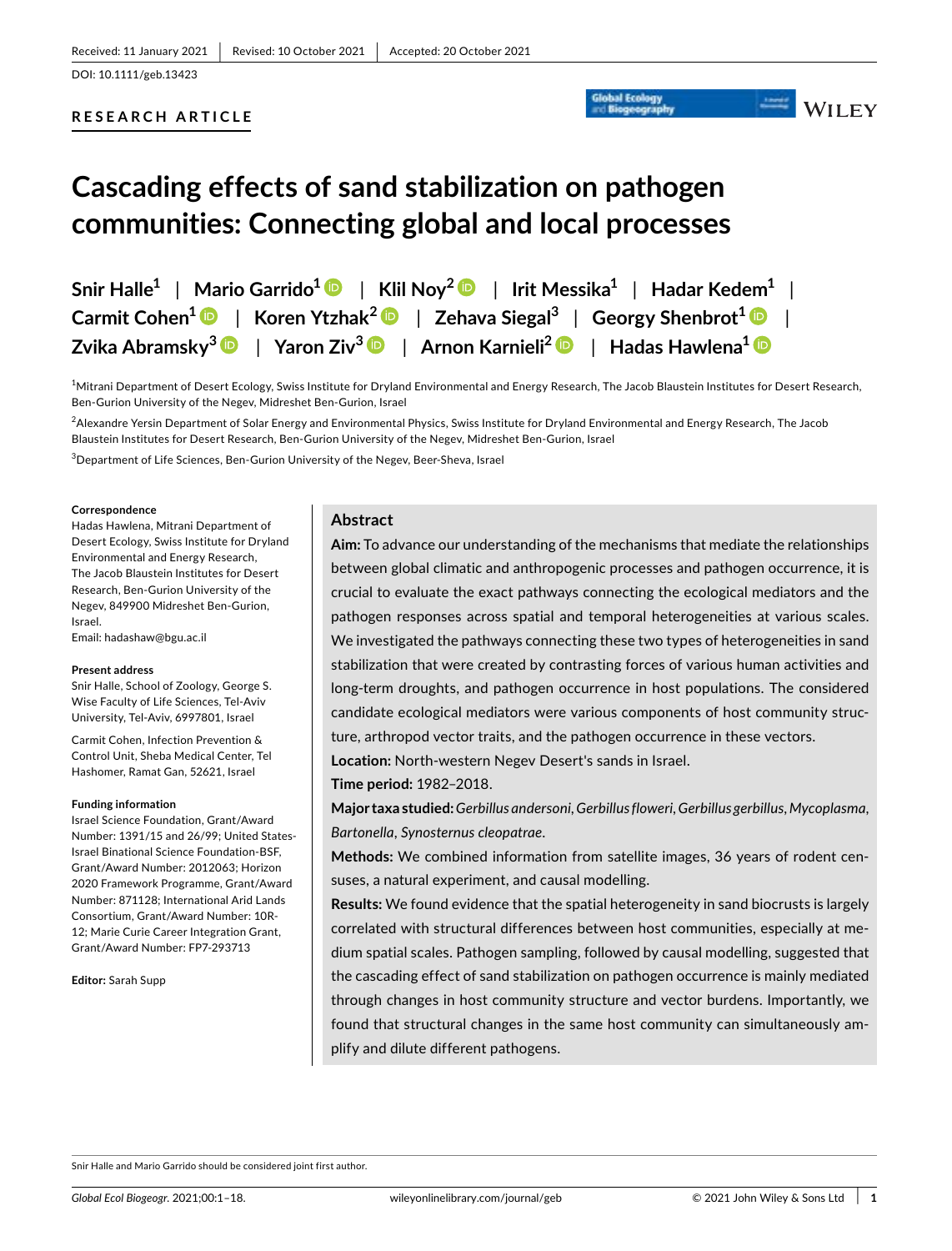Received: 11 January 2021 | Revised: 10 October 2021 | Accepted: 20 October 2021

DOI: 10.1111/geb.13423

**RESEARCH ARTICLE**

# Cascading effects of sand stabilization on pathogen communities: Connecting global and local processes

Snir Halle[1] | Mario Garrido[1] | Klil Noy[2] | Irit Messika[1] | Hadar Kedem[1] | Carmit Cohen[1] | Koren Ytzhak[2] | Zehava Siegal[3] | Georgy Shenbrot[1] | Zvika Abramsky[3] | Yaron Ziv[3] | Arnon Karnieli[2] | Hadas Hawlena[1]

[1]Mitrani Department of Desert Ecology, Swiss Institute for Dryland Environmental and Energy Research, The Jacob Blaustein Institutes for Desert Research, Ben-Gurion University of the Negev, Midreshet Ben-Gurion, Israel

[2]Alexandre Yersin Department of Solar Energy and Environmental Physics, Swiss Institute for Dryland Environmental and Energy Research, The Jacob Blaustein Institutes for Desert Research, Ben-Gurion University of the Negev, Midreshet Ben-Gurion, Israel

[3]Department of Life Sciences, Ben-Gurion University of the Negev, Beer-Sheva, Israel

**Correspondence**
Hadas Hawlena, Mitrani Department of Desert Ecology, Swiss Institute for Dryland Environmental and Energy Research, The Jacob Blaustein Institutes for Desert Research, Ben-Gurion University of the Negev, 849900 Midreshet Ben-Gurion, Israel.
Email: hadashaw@bgu.ac.il

**Present address**
Snir Halle, School of Zoology, George S. Wise Faculty of Life Sciences, Tel-Aviv University, Tel-Aviv, 6997801, Israel

Carmit Cohen, Infection Prevention & Control Unit, Sheba Medical Center, Tel Hashomer, Ramat Gan, 52621, Israel

**Funding information**
Israel Science Foundation, Grant/Award Number: 1391/15 and 26/99; United States-Israel Binational Science Foundation-BSF, Grant/Award Number: 2012063; Horizon 2020 Framework Programme, Grant/Award Number: 871128; International Arid Lands Consortium, Grant/Award Number: 10R-12; Marie Curie Career Integration Grant, Grant/Award Number: FP7-293713

**Editor:** Sarah Supp

## Abstract

**Aim:** To advance our understanding of the mechanisms that mediate the relationships between global climatic and anthropogenic processes and pathogen occurrence, it is crucial to evaluate the exact pathways connecting the ecological mediators and the pathogen responses across spatial and temporal heterogeneities at various scales. We investigated the pathways connecting these two types of heterogeneities in sand stabilization that were created by contrasting forces of various human activities and long-term droughts, and pathogen occurrence in host populations. The considered candidate ecological mediators were various components of host community structure, arthropod vector traits, and the pathogen occurrence in these vectors.

**Location:** North-western Negev Desert's sands in Israel.

**Time period:** 1982–2018.

**Major taxa studied:** *Gerbillus andersoni*, *Gerbillus floweri*, *Gerbillus gerbillus*, *Mycoplasma*, *Bartonella*, *Synosternus cleopatrae*.

**Methods:** We combined information from satellite images, 36 years of rodent censuses, a natural experiment, and causal modelling.

**Results:** We found evidence that the spatial heterogeneity in sand biocrusts is largely correlated with structural differences between host communities, especially at medium spatial scales. Pathogen sampling, followed by causal modelling, suggested that the cascading effect of sand stabilization on pathogen occurrence is mainly mediated through changes in host community structure and vector burdens. Importantly, we found that structural changes in the same host community can simultaneously amplify and dilute different pathogens.

Snir Halle and Mario Garrido should be considered joint first author.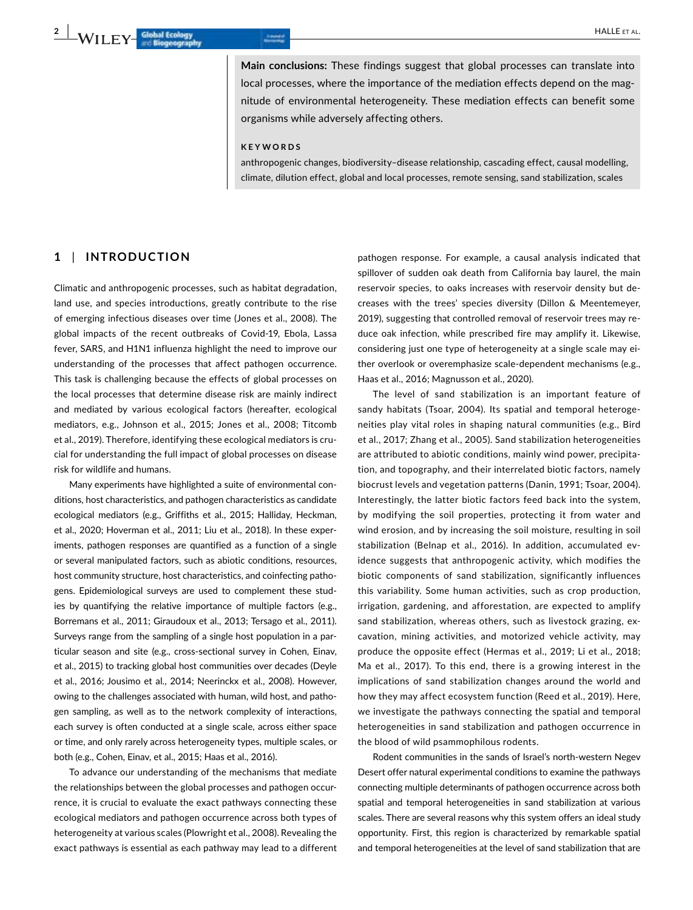**Main conclusions:** These findings suggest that global processes can translate into local processes, where the importance of the mediation effects depend on the magnitude of environmental heterogeneity. These mediation effects can benefit some organisms while adversely affecting others.

**KEYWORDS**

anthropogenic changes, biodiversity–disease relationship, cascading effect, causal modelling, climate, dilution effect, global and local processes, remote sensing, sand stabilization, scales

## 1 | INTRODUCTION

Climatic and anthropogenic processes, such as habitat degradation, land use, and species introductions, greatly contribute to the rise of emerging infectious diseases over time (Jones et al., 2008). The global impacts of the recent outbreaks of Covid-19, Ebola, Lassa fever, SARS, and H1N1 influenza highlight the need to improve our understanding of the processes that affect pathogen occurrence. This task is challenging because the effects of global processes on the local processes that determine disease risk are mainly indirect and mediated by various ecological factors (hereafter, ecological mediators, e.g., Johnson et al., 2015; Jones et al., 2008; Titcomb et al., 2019). Therefore, identifying these ecological mediators is crucial for understanding the full impact of global processes on disease risk for wildlife and humans.

Many experiments have highlighted a suite of environmental conditions, host characteristics, and pathogen characteristics as candidate ecological mediators (e.g., Griffiths et al., 2015; Halliday, Heckman, et al., 2020; Hoverman et al., 2011; Liu et al., 2018). In these experiments, pathogen responses are quantified as a function of a single or several manipulated factors, such as abiotic conditions, resources, host community structure, host characteristics, and coinfecting pathogens. Epidemiological surveys are used to complement these studies by quantifying the relative importance of multiple factors (e.g., Borremans et al., 2011; Giraudoux et al., 2013; Tersago et al., 2011). Surveys range from the sampling of a single host population in a particular season and site (e.g., cross-sectional survey in Cohen, Einav, et al., 2015) to tracking global host communities over decades (Deyle et al., 2016; Jousimo et al., 2014; Neerinckx et al., 2008). However, owing to the challenges associated with human, wild host, and pathogen sampling, as well as to the network complexity of interactions, each survey is often conducted at a single scale, across either space or time, and only rarely across heterogeneity types, multiple scales, or both (e.g., Cohen, Einav, et al., 2015; Haas et al., 2016).

To advance our understanding of the mechanisms that mediate the relationships between the global processes and pathogen occurrence, it is crucial to evaluate the exact pathways connecting these ecological mediators and pathogen occurrence across both types of heterogeneity at various scales (Plowright et al., 2008). Revealing the exact pathways is essential as each pathway may lead to a different pathogen response. For example, a causal analysis indicated that spillover of sudden oak death from California bay laurel, the main reservoir species, to oaks increases with reservoir density but decreases with the trees' species diversity (Dillon & Meentemeyer, 2019), suggesting that controlled removal of reservoir trees may reduce oak infection, while prescribed fire may amplify it. Likewise, considering just one type of heterogeneity at a single scale may either overlook or overemphasize scale-dependent mechanisms (e.g., Haas et al., 2016; Magnusson et al., 2020).

The level of sand stabilization is an important feature of sandy habitats (Tsoar, 2004). Its spatial and temporal heterogeneities play vital roles in shaping natural communities (e.g., Bird et al., 2017; Zhang et al., 2005). Sand stabilization heterogeneities are attributed to abiotic conditions, mainly wind power, precipitation, and topography, and their interrelated biotic factors, namely biocrust levels and vegetation patterns (Danin, 1991; Tsoar, 2004). Interestingly, the latter biotic factors feed back into the system, by modifying the soil properties, protecting it from water and wind erosion, and by increasing the soil moisture, resulting in soil stabilization (Belnap et al., 2016). In addition, accumulated evidence suggests that anthropogenic activity, which modifies the biotic components of sand stabilization, significantly influences this variability. Some human activities, such as crop production, irrigation, gardening, and afforestation, are expected to amplify sand stabilization, whereas others, such as livestock grazing, excavation, mining activities, and motorized vehicle activity, may produce the opposite effect (Hermas et al., 2019; Li et al., 2018; Ma et al., 2017). To this end, there is a growing interest in the implications of sand stabilization changes around the world and how they may affect ecosystem function (Reed et al., 2019). Here, we investigate the pathways connecting the spatial and temporal heterogeneities in sand stabilization and pathogen occurrence in the blood of wild psammophilous rodents.

Rodent communities in the sands of Israel's north-western Negev Desert offer natural experimental conditions to examine the pathways connecting multiple determinants of pathogen occurrence across both spatial and temporal heterogeneities in sand stabilization at various scales. There are several reasons why this system offers an ideal study opportunity. First, this region is characterized by remarkable spatial and temporal heterogeneities at the level of sand stabilization that are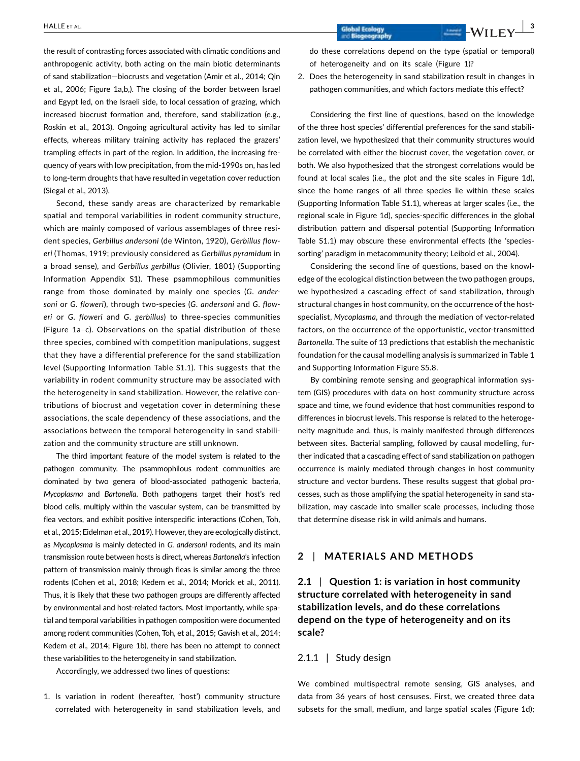the result of contrasting forces associated with climatic conditions and anthropogenic activity, both acting on the main biotic determinants of sand stabilization—biocrusts and vegetation (Amir et al., 2014; Qin et al., 2006; Figure 1a,b,). The closing of the border between Israel and Egypt led, on the Israeli side, to local cessation of grazing, which increased biocrust formation and, therefore, sand stabilization (e.g., Roskin et al., 2013). Ongoing agricultural activity has led to similar effects, whereas military training activity has replaced the grazers' trampling effects in part of the region. In addition, the increasing frequency of years with low precipitation, from the mid-1990s on, has led to long-term droughts that have resulted in vegetation cover reduction (Siegal et al., 2013).

Second, these sandy areas are characterized by remarkable spatial and temporal variabilities in rodent community structure, which are mainly composed of various assemblages of three resident species, *Gerbillus andersoni* (de Winton, 1920), *Gerbillus floweri* (Thomas, 1919; previously considered as *Gerbillus pyramidum* in a broad sense), and *Gerbillus gerbillus* (Olivier, 1801) (Supporting Information Appendix S1). These psammophilous communities range from those dominated by mainly one species (*G. andersoni* or *G. floweri*), through two-species (*G. andersoni* and *G. floweri* or *G. floweri* and *G. gerbillus*) to three-species communities (Figure 1a–c). Observations on the spatial distribution of these three species, combined with competition manipulations, suggest that they have a differential preference for the sand stabilization level (Supporting Information Table S1.1). This suggests that the variability in rodent community structure may be associated with the heterogeneity in sand stabilization. However, the relative contributions of biocrust and vegetation cover in determining these associations, the scale dependency of these associations, and the associations between the temporal heterogeneity in sand stabilization and the community structure are still unknown.

The third important feature of the model system is related to the pathogen community. The psammophilous rodent communities are dominated by two genera of blood-associated pathogenic bacteria, *Mycoplasma* and *Bartonella*. Both pathogens target their host's red blood cells, multiply within the vascular system, can be transmitted by flea vectors, and exhibit positive interspecific interactions (Cohen, Toh, et al., 2015; Eidelman et al., 2019). However, they are ecologically distinct, as *Mycoplasma* is mainly detected in *G. andersoni* rodents, and its main transmission route between hosts is direct, whereas *Bartonella*'s infection pattern of transmission mainly through fleas is similar among the three rodents (Cohen et al., 2018; Kedem et al., 2014; Morick et al., 2011). Thus, it is likely that these two pathogen groups are differently affected by environmental and host-related factors. Most importantly, while spatial and temporal variabilities in pathogen composition were documented among rodent communities (Cohen, Toh, et al., 2015; Gavish et al., 2014; Kedem et al., 2014; Figure 1b), there has been no attempt to connect these variabilities to the heterogeneity in sand stabilization.

Accordingly, we addressed two lines of questions:

1. Is variation in rodent (hereafter, 'host') community structure correlated with heterogeneity in sand stabilization levels, and do these correlations depend on the type (spatial or temporal) of heterogeneity and on its scale (Figure 1)?
2. Does the heterogeneity in sand stabilization result in changes in pathogen communities, and which factors mediate this effect?

Considering the first line of questions, based on the knowledge of the three host species' differential preferences for the sand stabilization level, we hypothesized that their community structures would be correlated with either the biocrust cover, the vegetation cover, or both. We also hypothesized that the strongest correlations would be found at local scales (i.e., the plot and the site scales in Figure 1d), since the home ranges of all three species lie within these scales (Supporting Information Table S1.1), whereas at larger scales (i.e., the regional scale in Figure 1d), species-specific differences in the global distribution pattern and dispersal potential (Supporting Information Table S1.1) may obscure these environmental effects (the 'species-sorting' paradigm in metacommunity theory; Leibold et al., 2004).

Considering the second line of questions, based on the knowledge of the ecological distinction between the two pathogen groups, we hypothesized a cascading effect of sand stabilization, through structural changes in host community, on the occurrence of the host-specialist, *Mycoplasma*, and through the mediation of vector-related factors, on the occurrence of the opportunistic, vector-transmitted *Bartonella*. The suite of 13 predictions that establish the mechanistic foundation for the causal modelling analysis is summarized in Table 1 and Supporting Information Figure S5.8.

By combining remote sensing and geographical information system (GIS) procedures with data on host community structure across space and time, we found evidence that host communities respond to differences in biocrust levels. This response is related to the heterogeneity magnitude and, thus, is mainly manifested through differences between sites. Bacterial sampling, followed by causal modelling, further indicated that a cascading effect of sand stabilization on pathogen occurrence is mainly mediated through changes in host community structure and vector burdens. These results suggest that global processes, such as those amplifying the spatial heterogeneity in sand stabilization, may cascade into smaller scale processes, including those that determine disease risk in wild animals and humans.

## 2 | MATERIALS AND METHODS

### 2.1 | Question 1: is variation in host community structure correlated with heterogeneity in sand stabilization levels, and do these correlations depend on the type of heterogeneity and on its scale?

#### 2.1.1 | Study design

We combined multispectral remote sensing, GIS analyses, and data from 36 years of host censuses. First, we created three data subsets for the small, medium, and large spatial scales (Figure 1d);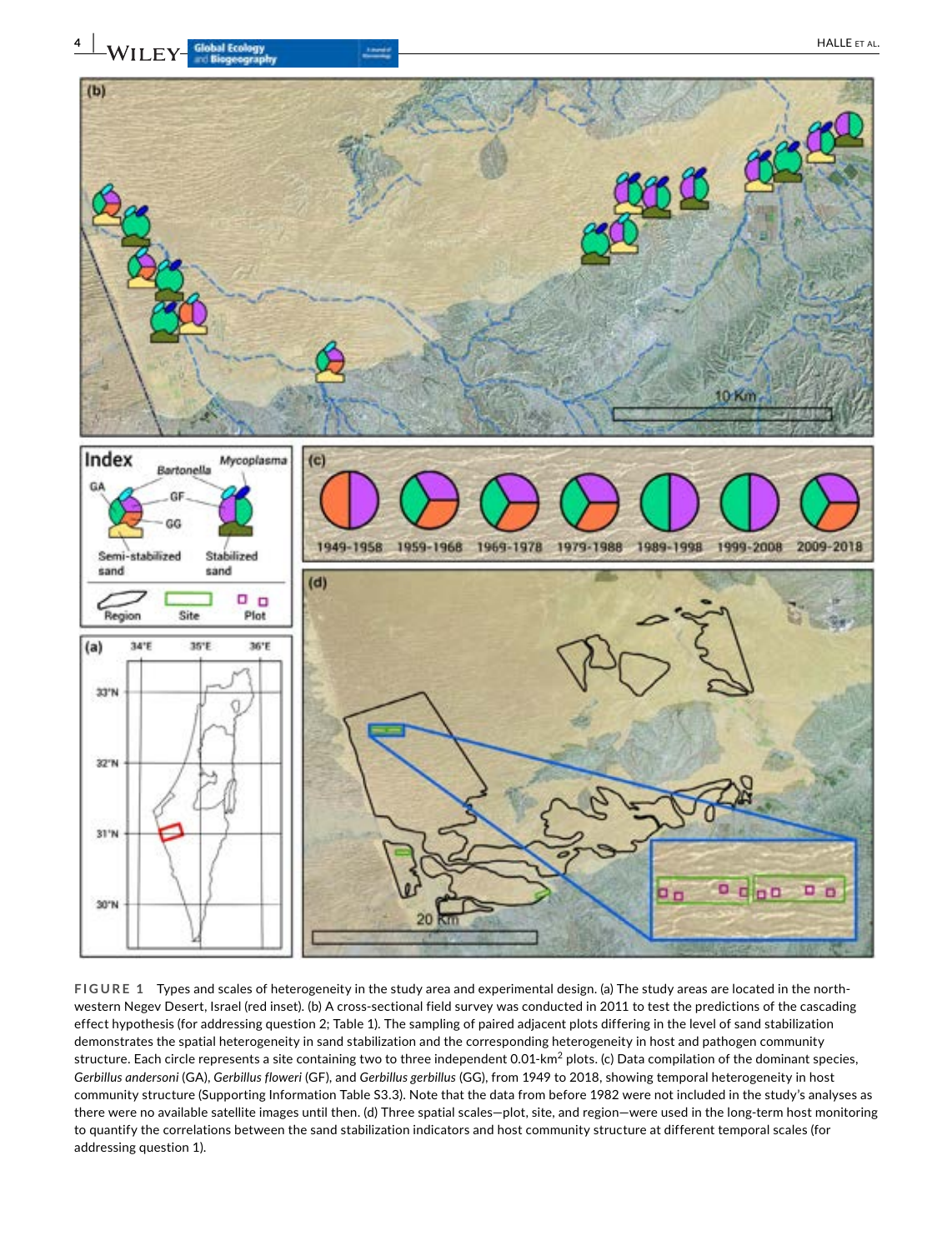(b)

10 Km

Index

Bartonella

Mycoplasma

GA

GF

GG

Semi-stabilized sand

Stabilized sand

Region

Site

Plot

(c)

1949-1958

1959-1968

1969-1978

1979-1988

1989-1998

1999-2008

2009-2018

(a)

34°E

35°E

36°E

33°N

32°N

31°N

30°N

(d)

20 Km

**FIGURE 1** Types and scales of heterogeneity in the study area and experimental design. (a) The study areas are located in the north-western Negev Desert, Israel (red inset). (b) A cross-sectional field survey was conducted in 2011 to test the predictions of the cascading effect hypothesis (for addressing question 2; Table 1). The sampling of paired adjacent plots differing in the level of sand stabilization demonstrates the spatial heterogeneity in sand stabilization and the corresponding heterogeneity in host and pathogen community structure. Each circle represents a site containing two to three independent 0.01-km$^2$ plots. (c) Data compilation of the dominant species, *Gerbillus andersoni* (GA), *Gerbillus floweri* (GF), and *Gerbillus gerbillus* (GG), from 1949 to 2018, showing temporal heterogeneity in host community structure (Supporting Information Table S3.3). Note that the data from before 1982 were not included in the study's analyses as there were no available satellite images until then. (d) Three spatial scales—plot, site, and region—were used in the long-term host monitoring to quantify the correlations between the sand stabilization indicators and host community structure at different temporal scales (for addressing question 1).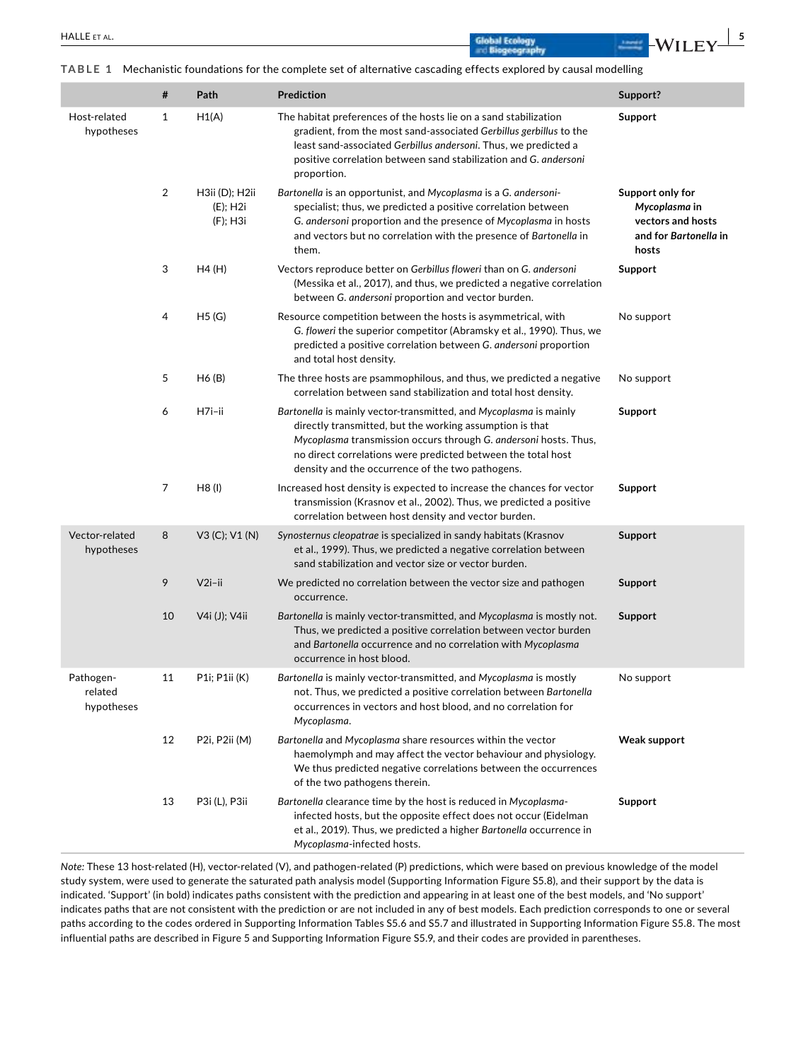**TABLE 1** Mechanistic foundations for the complete set of alternative cascading effects explored by causal modelling

| | # | Path | Prediction | Support? |
|---|---|---|---|---|
| Host-related hypotheses | 1 | H1(A) | The habitat preferences of the hosts lie on a sand stabilization gradient, from the most sand-associated *Gerbillus gerbillus* to the least sand-associated *Gerbillus andersoni*. Thus, we predicted a positive correlation between sand stabilization and *G. andersoni* proportion. | **Support** |
| | 2 | H3ii (D); H2ii (E); H2i (F); H3i | *Bartonella* is an opportunist, and *Mycoplasma* is a *G. andersoni*-specialist; thus, we predicted a positive correlation between *G. andersoni* proportion and the presence of *Mycoplasma* in hosts and vectors but no correlation with the presence of *Bartonella* in them. | **Support only for *Mycoplasma* in vectors and hosts and for *Bartonella* in hosts** |
| | 3 | H4 (H) | Vectors reproduce better on *Gerbillus floweri* than on *G. andersoni* (Messika et al., 2017), and thus, we predicted a negative correlation between *G. andersoni* proportion and vector burden. | **Support** |
| | 4 | H5 (G) | Resource competition between the hosts is asymmetrical, with *G. floweri* the superior competitor (Abramsky et al., 1990). Thus, we predicted a positive correlation between *G. andersoni* proportion and total host density. | No support |
| | 5 | H6 (B) | The three hosts are psammophilous, and thus, we predicted a negative correlation between sand stabilization and total host density. | No support |
| | 6 | H7i–ii | *Bartonella* is mainly vector-transmitted, and *Mycoplasma* is mainly directly transmitted, but the working assumption is that *Mycoplasma* transmission occurs through *G. andersoni* hosts. Thus, no direct correlations were predicted between the total host density and the occurrence of the two pathogens. | **Support** |
| | 7 | H8 (I) | Increased host density is expected to increase the chances for vector transmission (Krasnov et al., 2002). Thus, we predicted a positive correlation between host density and vector burden. | **Support** |
| Vector-related hypotheses | 8 | V3 (C); V1 (N) | *Synosternus cleopatrae* is specialized in sandy habitats (Krasnov et al., 1999). Thus, we predicted a negative correlation between sand stabilization and vector size or vector burden. | **Support** |
| | 9 | V2i–ii | We predicted no correlation between the vector size and pathogen occurrence. | **Support** |
| | 10 | V4i (J); V4ii | *Bartonella* is mainly vector-transmitted, and *Mycoplasma* is mostly not. Thus, we predicted a positive correlation between vector burden and *Bartonella* occurrence and no correlation with *Mycoplasma* occurrence in host blood. | **Support** |
| Pathogen-related hypotheses | 11 | P1i; P1ii (K) | *Bartonella* is mainly vector-transmitted, and *Mycoplasma* is mostly not. Thus, we predicted a positive correlation between *Bartonella* occurrences in vectors and host blood, and no correlation for *Mycoplasma*. | No support |
| | 12 | P2i, P2ii (M) | *Bartonella* and *Mycoplasma* share resources within the vector haemolymph and may affect the vector behaviour and physiology. We thus predicted negative correlations between the occurrences of the two pathogens therein. | **Weak support** |
| | 13 | P3i (L), P3ii | *Bartonella* clearance time by the host is reduced in *Mycoplasma*-infected hosts, but the opposite effect does not occur (Eidelman et al., 2019). Thus, we predicted a higher *Bartonella* occurrence in *Mycoplasma*-infected hosts. | **Support** |

*Note:* These 13 host-related (H), vector-related (V), and pathogen-related (P) predictions, which were based on previous knowledge of the model study system, were used to generate the saturated path analysis model (Supporting Information Figure S5.8), and their support by the data is indicated. 'Support' (in bold) indicates paths consistent with the prediction and appearing in at least one of the best models, and 'No support' indicates paths that are not consistent with the prediction or are not included in any of best models. Each prediction corresponds to one or several paths according to the codes ordered in Supporting Information Tables S5.6 and S5.7 and illustrated in Supporting Information Figure S5.8. The most influential paths are described in Figure 5 and Supporting Information Figure S5.9, and their codes are provided in parentheses.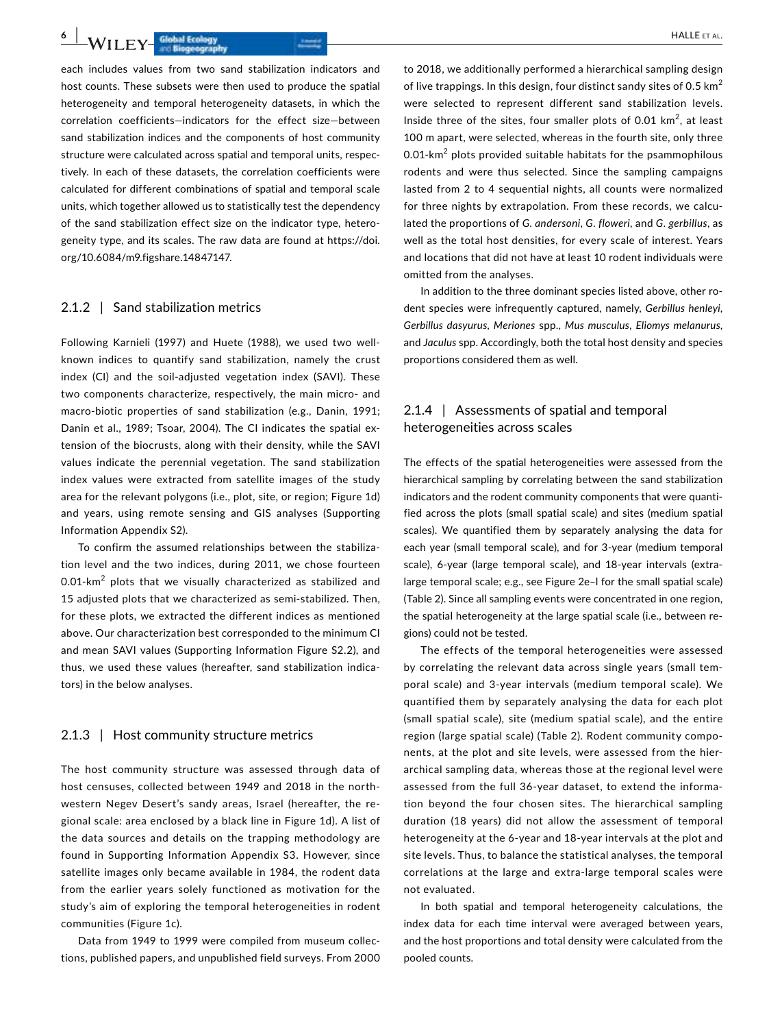each includes values from two sand stabilization indicators and host counts. These subsets were then used to produce the spatial heterogeneity and temporal heterogeneity datasets, in which the correlation coefficients—indicators for the effect size—between sand stabilization indices and the components of host community structure were calculated across spatial and temporal units, respectively. In each of these datasets, the correlation coefficients were calculated for different combinations of spatial and temporal scale units, which together allowed us to statistically test the dependency of the sand stabilization effect size on the indicator type, heterogeneity type, and its scales. The raw data are found at https://doi.org/10.6084/m9.figshare.14847147.

### 2.1.2 | Sand stabilization metrics

Following Karnieli (1997) and Huete (1988), we used two well-known indices to quantify sand stabilization, namely the crust index (CI) and the soil-adjusted vegetation index (SAVI). These two components characterize, respectively, the main micro- and macro-biotic properties of sand stabilization (e.g., Danin, 1991; Danin et al., 1989; Tsoar, 2004). The CI indicates the spatial extension of the biocrusts, along with their density, while the SAVI values indicate the perennial vegetation. The sand stabilization index values were extracted from satellite images of the study area for the relevant polygons (i.e., plot, site, or region; Figure 1d) and years, using remote sensing and GIS analyses (Supporting Information Appendix S2).

To confirm the assumed relationships between the stabilization level and the two indices, during 2011, we chose fourteen 0.01-km$^2$ plots that we visually characterized as stabilized and 15 adjusted plots that we characterized as semi-stabilized. Then, for these plots, we extracted the different indices as mentioned above. Our characterization best corresponded to the minimum CI and mean SAVI values (Supporting Information Figure S2.2), and thus, we used these values (hereafter, sand stabilization indicators) in the below analyses.

### 2.1.3 | Host community structure metrics

The host community structure was assessed through data of host censuses, collected between 1949 and 2018 in the northwestern Negev Desert's sandy areas, Israel (hereafter, the regional scale: area enclosed by a black line in Figure 1d). A list of the data sources and details on the trapping methodology are found in Supporting Information Appendix S3. However, since satellite images only became available in 1984, the rodent data from the earlier years solely functioned as motivation for the study's aim of exploring the temporal heterogeneities in rodent communities (Figure 1c).

Data from 1949 to 1999 were compiled from museum collections, published papers, and unpublished field surveys. From 2000 to 2018, we additionally performed a hierarchical sampling design of live trappings. In this design, four distinct sandy sites of 0.5 km$^2$ were selected to represent different sand stabilization levels. Inside three of the sites, four smaller plots of 0.01 km$^2$, at least 100 m apart, were selected, whereas in the fourth site, only three 0.01-km$^2$ plots provided suitable habitats for the psammophilous rodents and were thus selected. Since the sampling campaigns lasted from 2 to 4 sequential nights, all counts were normalized for three nights by extrapolation. From these records, we calculated the proportions of *G. andersoni*, *G. floweri*, and *G. gerbillus*, as well as the total host densities, for every scale of interest. Years and locations that did not have at least 10 rodent individuals were omitted from the analyses.

In addition to the three dominant species listed above, other rodent species were infrequently captured, namely, *Gerbillus henleyi*, *Gerbillus dasyurus*, *Meriones* spp., *Mus musculus*, *Eliomys melanurus*, and *Jaculus* spp. Accordingly, both the total host density and species proportions considered them as well.

### 2.1.4 | Assessments of spatial and temporal heterogeneities across scales

The effects of the spatial heterogeneities were assessed from the hierarchical sampling by correlating between the sand stabilization indicators and the rodent community components that were quantified across the plots (small spatial scale) and sites (medium spatial scales). We quantified them by separately analysing the data for each year (small temporal scale), and for 3-year (medium temporal scale), 6-year (large temporal scale), and 18-year intervals (extra-large temporal scale; e.g., see Figure 2e–l for the small spatial scale) (Table 2). Since all sampling events were concentrated in one region, the spatial heterogeneity at the large spatial scale (i.e., between regions) could not be tested.

The effects of the temporal heterogeneities were assessed by correlating the relevant data across single years (small temporal scale) and 3-year intervals (medium temporal scale). We quantified them by separately analysing the data for each plot (small spatial scale), site (medium spatial scale), and the entire region (large spatial scale) (Table 2). Rodent community components, at the plot and site levels, were assessed from the hierarchical sampling data, whereas those at the regional level were assessed from the full 36-year dataset, to extend the information beyond the four chosen sites. The hierarchical sampling duration (18 years) did not allow the assessment of temporal heterogeneity at the 6-year and 18-year intervals at the plot and site levels. Thus, to balance the statistical analyses, the temporal correlations at the large and extra-large temporal scales were not evaluated.

In both spatial and temporal heterogeneity calculations, the index data for each time interval were averaged between years, and the host proportions and total density were calculated from the pooled counts.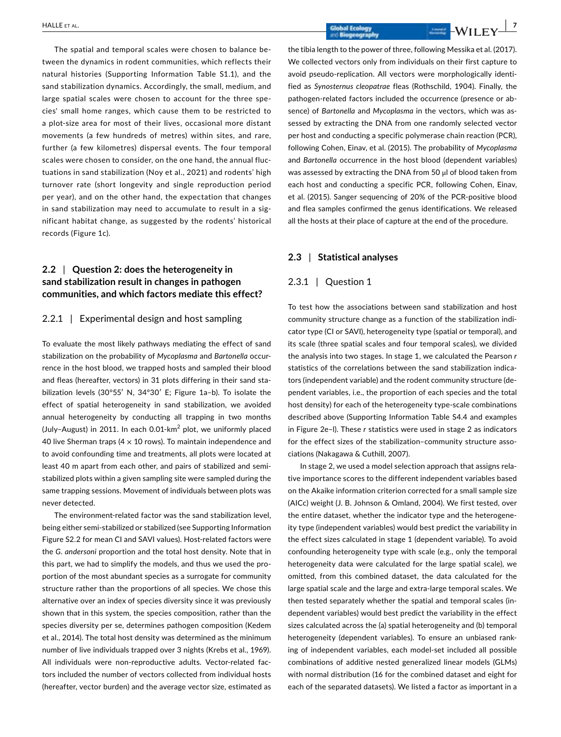The spatial and temporal scales were chosen to balance between the dynamics in rodent communities, which reflects their natural histories (Supporting Information Table S1.1), and the sand stabilization dynamics. Accordingly, the small, medium, and large spatial scales were chosen to account for the three species' small home ranges, which cause them to be restricted to a plot-size area for most of their lives, occasional more distant movements (a few hundreds of metres) within sites, and rare, further (a few kilometres) dispersal events. The four temporal scales were chosen to consider, on the one hand, the annual fluctuations in sand stabilization (Noy et al., 2021) and rodents' high turnover rate (short longevity and single reproduction period per year), and on the other hand, the expectation that changes in sand stabilization may need to accumulate to result in a significant habitat change, as suggested by the rodents' historical records (Figure 1c).

## 2.2 | Question 2: does the heterogeneity in sand stabilization result in changes in pathogen communities, and which factors mediate this effect?

### 2.2.1 | Experimental design and host sampling

To evaluate the most likely pathways mediating the effect of sand stabilization on the probability of *Mycoplasma* and *Bartonella* occurrence in the host blood, we trapped hosts and sampled their blood and fleas (hereafter, vectors) in 31 plots differing in their sand stabilization levels (30°55′ N, 34°30′ E; Figure 1a–b). To isolate the effect of spatial heterogeneity in sand stabilization, we avoided annual heterogeneity by conducting all trapping in two months (July–August) in 2011. In each 0.01-km$^2$ plot, we uniformly placed 40 live Sherman traps ($4 \times 10$ rows). To maintain independence and to avoid confounding time and treatments, all plots were located at least 40 m apart from each other, and pairs of stabilized and semi-stabilized plots within a given sampling site were sampled during the same trapping sessions. Movement of individuals between plots was never detected.

The environment-related factor was the sand stabilization level, being either semi-stabilized or stabilized (see Supporting Information Figure S2.2 for mean CI and SAVI values). Host-related factors were the *G. andersoni* proportion and the total host density. Note that in this part, we had to simplify the models, and thus we used the proportion of the most abundant species as a surrogate for community structure rather than the proportions of all species. We chose this alternative over an index of species diversity since it was previously shown that in this system, the species composition, rather than the species diversity per se, determines pathogen composition (Kedem et al., 2014). The total host density was determined as the minimum number of live individuals trapped over 3 nights (Krebs et al., 1969). All individuals were non-reproductive adults. Vector-related factors included the number of vectors collected from individual hosts (hereafter, vector burden) and the average vector size, estimated as the tibia length to the power of three, following Messika et al. (2017). We collected vectors only from individuals on their first capture to avoid pseudo-replication. All vectors were morphologically identified as *Synosternus cleopatrae* fleas (Rothschild, 1904). Finally, the pathogen-related factors included the occurrence (presence or absence) of *Bartonella* and *Mycoplasma* in the vectors, which was assessed by extracting the DNA from one randomly selected vector per host and conducting a specific polymerase chain reaction (PCR), following Cohen, Einav, et al. (2015). The probability of *Mycoplasma* and *Bartonella* occurrence in the host blood (dependent variables) was assessed by extracting the DNA from 50 μl of blood taken from each host and conducting a specific PCR, following Cohen, Einav, et al. (2015). Sanger sequencing of 20% of the PCR-positive blood and flea samples confirmed the genus identifications. We released all the hosts at their place of capture at the end of the procedure.

## 2.3 | Statistical analyses

### 2.3.1 | Question 1

To test how the associations between sand stabilization and host community structure change as a function of the stabilization indicator type (CI or SAVI), heterogeneity type (spatial or temporal), and its scale (three spatial scales and four temporal scales), we divided the analysis into two stages. In stage 1, we calculated the Pearson *r* statistics of the correlations between the sand stabilization indicators (independent variable) and the rodent community structure (dependent variables, i.e., the proportion of each species and the total host density) for each of the heterogeneity type-scale combinations described above (Supporting Information Table S4.4 and examples in Figure 2e–l). These *r* statistics were used in stage 2 as indicators for the effect sizes of the stabilization–community structure associations (Nakagawa & Cuthill, 2007).

In stage 2, we used a model selection approach that assigns relative importance scores to the different independent variables based on the Akaike information criterion corrected for a small sample size (AICc) weight (J. B. Johnson & Omland, 2004). We first tested, over the entire dataset, whether the indicator type and the heterogeneity type (independent variables) would best predict the variability in the effect sizes calculated in stage 1 (dependent variable). To avoid confounding heterogeneity type with scale (e.g., only the temporal heterogeneity data were calculated for the large spatial scale), we omitted, from this combined dataset, the data calculated for the large spatial scale and the large and extra-large temporal scales. We then tested separately whether the spatial and temporal scales (independent variables) would best predict the variability in the effect sizes calculated across the (a) spatial heterogeneity and (b) temporal heterogeneity (dependent variables). To ensure an unbiased ranking of independent variables, each model-set included all possible combinations of additive nested generalized linear models (GLMs) with normal distribution (16 for the combined dataset and eight for each of the separated datasets). We listed a factor as important in a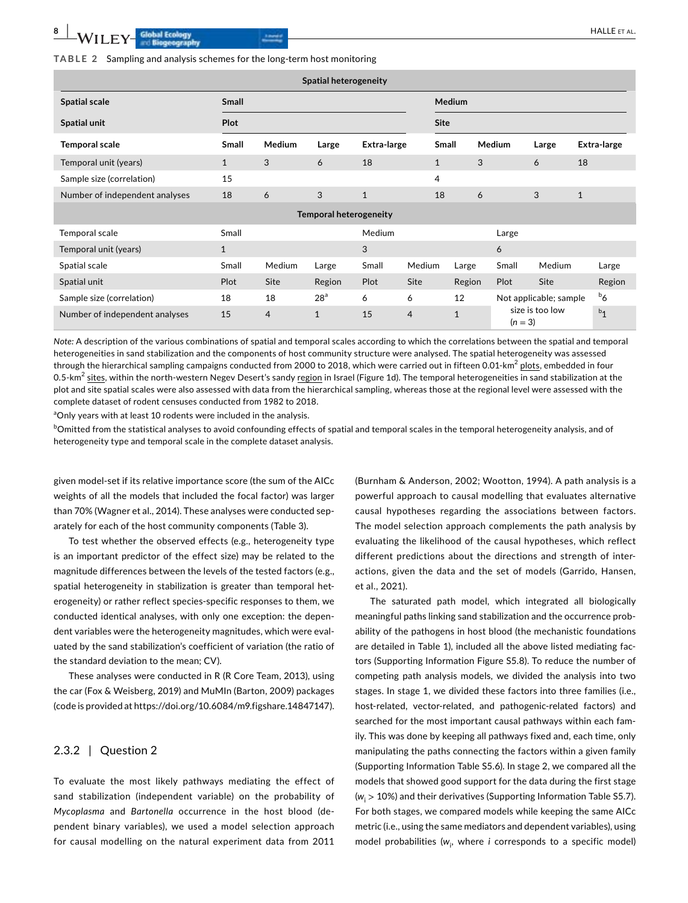**TABLE 2** Sampling and analysis schemes for the long-term host monitoring

| Spatial heterogeneity | | | | | | | | |
|---|---|---|---|---|---|---|---|---|
| **Spatial scale** | **Small** | | | | **Medium** | | | |
| **Spatial unit** | **Plot** | | | | **Site** | | | |
| **Temporal scale** | **Small** | **Medium** | **Large** | **Extra-large** | **Small** | **Medium** | **Large** | **Extra-large** |
| Temporal unit (years) | 1 | 3 | 6 | 18 | 1 | 3 | 6 | 18 |
| Sample size (correlation) | 15 | | | | 4 | | | |
| Number of independent analyses | 18 | 6 | 3 | 1 | 18 | 6 | 3 | 1 |

| Temporal heterogeneity | | | | | | | | | |
|---|---|---|---|---|---|---|---|---|---|
| Temporal scale | Small | | | Medium | | | Large | | |
| Temporal unit (years) | 1 | | | 3 | | | 6 | | |
| Spatial scale | Small | Medium | Large | Small | Medium | Large | Small | Medium | Large |
| Spatial unit | Plot | Site | Region | Plot | Site | Region | Plot | Site | Region |
| Sample size (correlation) | 18 | 18 | 28[a] | 6 | 6 | 12 | Not applicable; sample size is too low ($n = 3$) | | [b]6 |
| Number of independent analyses | 15 | 4 | 1 | 15 | 4 | 1 | | | [b]1 |

*Note:* A description of the various combinations of spatial and temporal scales according to which the correlations between the spatial and temporal heterogeneities in sand stabilization and the components of host community structure were analysed. The spatial heterogeneity was assessed through the hierarchical sampling campaigns conducted from 2000 to 2018, which were carried out in fifteen 0.01-km$^2$ plots, embedded in four 0.5-km$^2$ sites, within the north-western Negev Desert's sandy region in Israel (Figure 1d). The temporal heterogeneities in sand stabilization at the plot and site spatial scales were also assessed with data from the hierarchical sampling, whereas those at the regional level were assessed with the complete dataset of rodent censuses conducted from 1982 to 2018.

[a]Only years with at least 10 rodents were included in the analysis.

[b]Omitted from the statistical analyses to avoid confounding effects of spatial and temporal scales in the temporal heterogeneity analysis, and of heterogeneity type and temporal scale in the complete dataset analysis.

given model-set if its relative importance score (the sum of the AICc weights of all the models that included the focal factor) was larger than 70% (Wagner et al., 2014). These analyses were conducted separately for each of the host community components (Table 3).

To test whether the observed effects (e.g., heterogeneity type is an important predictor of the effect size) may be related to the magnitude differences between the levels of the tested factors (e.g., spatial heterogeneity in stabilization is greater than temporal heterogeneity) or rather reflect species-specific responses to them, we conducted identical analyses, with only one exception: the dependent variables were the heterogeneity magnitudes, which were evaluated by the sand stabilization's coefficient of variation (the ratio of the standard deviation to the mean; CV).

These analyses were conducted in R (R Core Team, 2013), using the car (Fox & Weisberg, 2019) and MuMIn (Barton, 2009) packages (code is provided at https://doi.org/10.6084/m9.figshare.14847147).

### 2.3.2 | Question 2

To evaluate the most likely pathways mediating the effect of sand stabilization (independent variable) on the probability of *Mycoplasma* and *Bartonella* occurrence in the host blood (dependent binary variables), we used a model selection approach for causal modelling on the natural experiment data from 2011 (Burnham & Anderson, 2002; Wootton, 1994). A path analysis is a powerful approach to causal modelling that evaluates alternative causal hypotheses regarding the associations between factors. The model selection approach complements the path analysis by evaluating the likelihood of the causal hypotheses, which reflect different predictions about the directions and strength of interactions, given the data and the set of models (Garrido, Hansen, et al., 2021).

The saturated path model, which integrated all biologically meaningful paths linking sand stabilization and the occurrence probability of the pathogens in host blood (the mechanistic foundations are detailed in Table 1), included all the above listed mediating factors (Supporting Information Figure S5.8). To reduce the number of competing path analysis models, we divided the analysis into two stages. In stage 1, we divided these factors into three families (i.e., host-related, vector-related, and pathogenic-related factors) and searched for the most important causal pathways within each family. This was done by keeping all pathways fixed and, each time, only manipulating the paths connecting the factors within a given family (Supporting Information Table S5.6). In stage 2, we compared all the models that showed good support for the data during the first stage ($w_i > 10\%$) and their derivatives (Supporting Information Table S5.7). For both stages, we compared models while keeping the same AICc metric (i.e., using the same mediators and dependent variables), using model probabilities ($w_i$, where $i$ corresponds to a specific model)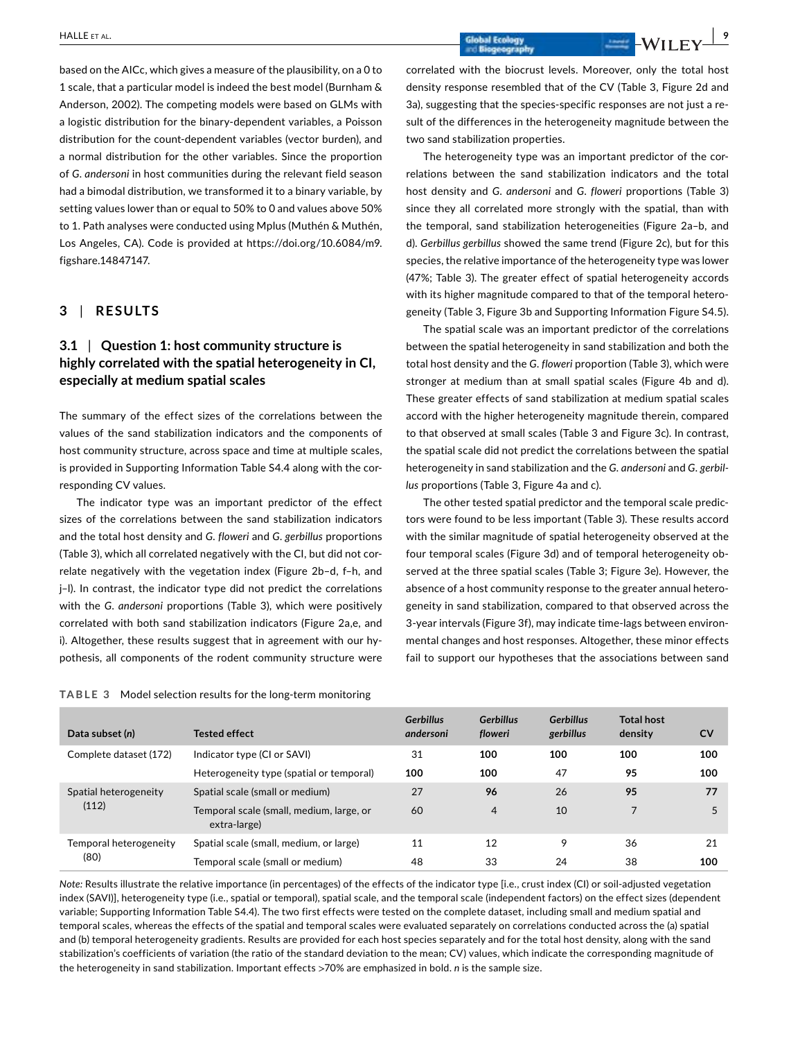based on the AICc, which gives a measure of the plausibility, on a 0 to 1 scale, that a particular model is indeed the best model (Burnham & Anderson, 2002). The competing models were based on GLMs with a logistic distribution for the binary-dependent variables, a Poisson distribution for the count-dependent variables (vector burden), and a normal distribution for the other variables. Since the proportion of *G. andersoni* in host communities during the relevant field season had a bimodal distribution, we transformed it to a binary variable, by setting values lower than or equal to 50% to 0 and values above 50% to 1. Path analyses were conducted using Mplus (Muthén & Muthén, Los Angeles, CA). Code is provided at https://doi.org/10.6084/m9.figshare.14847147.

## 3 | RESULTS

### 3.1 | Question 1: host community structure is highly correlated with the spatial heterogeneity in CI, especially at medium spatial scales

The summary of the effect sizes of the correlations between the values of the sand stabilization indicators and the components of host community structure, across space and time at multiple scales, is provided in Supporting Information Table S4.4 along with the corresponding CV values.

The indicator type was an important predictor of the effect sizes of the correlations between the sand stabilization indicators and the total host density and *G. floweri* and *G. gerbillus* proportions (Table 3), which all correlated negatively with the CI, but did not correlate negatively with the vegetation index (Figure 2b–d, f–h, and j–l). In contrast, the indicator type did not predict the correlations with the *G. andersoni* proportions (Table 3), which were positively correlated with both sand stabilization indicators (Figure 2a,e, and i). Altogether, these results suggest that in agreement with our hypothesis, all components of the rodent community structure were correlated with the biocrust levels. Moreover, only the total host density response resembled that of the CV (Table 3, Figure 2d and 3a), suggesting that the species-specific responses are not just a result of the differences in the heterogeneity magnitude between the two sand stabilization properties.

The heterogeneity type was an important predictor of the correlations between the sand stabilization indicators and the total host density and *G. andersoni* and *G. floweri* proportions (Table 3) since they all correlated more strongly with the spatial, than with the temporal, sand stabilization heterogeneities (Figure 2a–b, and d). *Gerbillus gerbillus* showed the same trend (Figure 2c), but for this species, the relative importance of the heterogeneity type was lower (47%; Table 3). The greater effect of spatial heterogeneity accords with its higher magnitude compared to that of the temporal heterogeneity (Table 3, Figure 3b and Supporting Information Figure S4.5).

The spatial scale was an important predictor of the correlations between the spatial heterogeneity in sand stabilization and both the total host density and the *G. floweri* proportion (Table 3), which were stronger at medium than at small spatial scales (Figure 4b and d). These greater effects of sand stabilization at medium spatial scales accord with the higher heterogeneity magnitude therein, compared to that observed at small scales (Table 3 and Figure 3c). In contrast, the spatial scale did not predict the correlations between the spatial heterogeneity in sand stabilization and the *G. andersoni* and *G. gerbillus* proportions (Table 3, Figure 4a and c).

The other tested spatial predictor and the temporal scale predictors were found to be less important (Table 3). These results accord with the similar magnitude of spatial heterogeneity observed at the four temporal scales (Figure 3d) and of temporal heterogeneity observed at the three spatial scales (Table 3; Figure 3e). However, the absence of a host community response to the greater annual heterogeneity in sand stabilization, compared to that observed across the 3-year intervals (Figure 3f), may indicate time-lags between environmental changes and host responses. Altogether, these minor effects fail to support our hypotheses that the associations between sand

**TABLE 3** Model selection results for the long-term monitoring

| Data subset (*n*) | Tested effect | *Gerbillus andersoni* | *Gerbillus floweri* | *Gerbillus gerbillus* | Total host density | CV |
|---|---|---|---|---|---|---|
| Complete dataset (172) | Indicator type (CI or SAVI) | 31 | **100** | **100** | **100** | **100** |
| | Heterogeneity type (spatial or temporal) | **100** | **100** | 47 | **95** | **100** |
| Spatial heterogeneity (112) | Spatial scale (small or medium) | 27 | **96** | 26 | **95** | **77** |
| | Temporal scale (small, medium, large, or extra-large) | 60 | 4 | 10 | 7 | 5 |
| Temporal heterogeneity (80) | Spatial scale (small, medium, or large) | 11 | 12 | 9 | 36 | 21 |
| | Temporal scale (small or medium) | 48 | 33 | 24 | 38 | **100** |

*Note:* Results illustrate the relative importance (in percentages) of the effects of the indicator type [i.e., crust index (CI) or soil-adjusted vegetation index (SAVI)], heterogeneity type (i.e., spatial or temporal), spatial scale, and the temporal scale (independent factors) on the effect sizes (dependent variable; Supporting Information Table S4.4). The two first effects were tested on the complete dataset, including small and medium spatial and temporal scales, whereas the effects of the spatial and temporal scales were evaluated separately on correlations conducted across the (a) spatial and (b) temporal heterogeneity gradients. Results are provided for each host species separately and for the total host density, along with the sand stabilization's coefficients of variation (the ratio of the standard deviation to the mean; CV) values, which indicate the corresponding magnitude of the heterogeneity in sand stabilization. Important effects >70% are emphasized in bold. *n* is the sample size.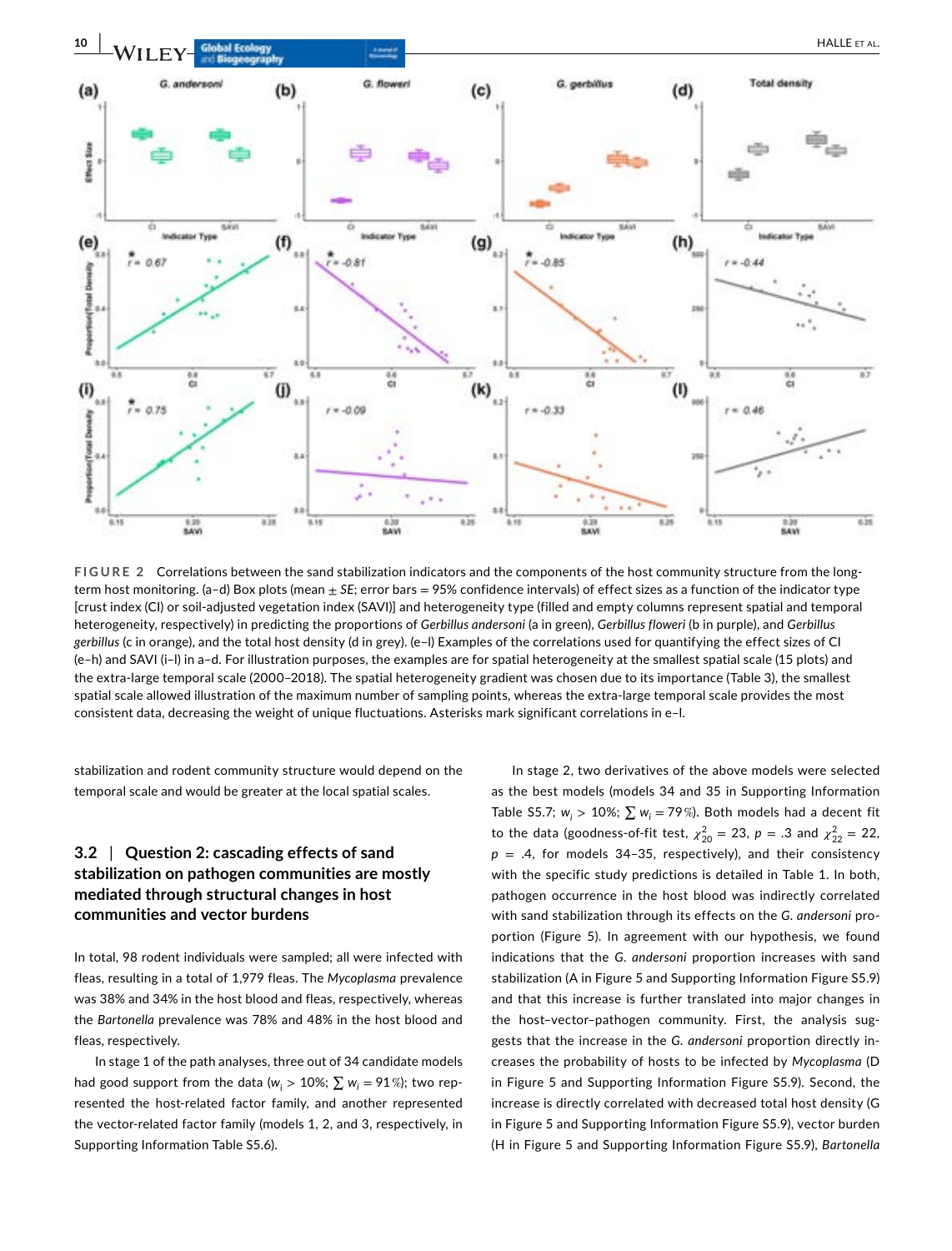(a) G. andersoni (b) G. floweri (c) G. gerbillus (d) Total density

Effect Size

1
0
-1

CI SAVI
Indicator Type

(e) * r = 0.67
(f) * r = -0.81
(g) * r = -0.85
(h) r = -0.44

Proportion/Total Density

CI

(i) * r = 0.75
(j) r = -0.09
(k) r = -0.33
(l) r = 0.46

SAVI

FIGURE 2 Correlations between the sand stabilization indicators and the components of the host community structure from the long-term host monitoring. (a–d) Box plots (mean ± *SE*; error bars = 95% confidence intervals) of effect sizes as a function of the indicator type [crust index (CI) or soil-adjusted vegetation index (SAVI)] and heterogeneity type (filled and empty columns represent spatial and temporal heterogeneity, respectively) in predicting the proportions of *Gerbillus andersoni* (a in green), *Gerbillus floweri* (b in purple), and *Gerbillus gerbillus* (c in orange), and the total host density (d in grey). (e–l) Examples of the correlations used for quantifying the effect sizes of CI (e–h) and SAVI (i–l) in a–d. For illustration purposes, the examples are for spatial heterogeneity at the smallest spatial scale (15 plots) and the extra-large temporal scale (2000–2018). The spatial heterogeneity gradient was chosen due to its importance (Table 3), the smallest spatial scale allowed illustration of the maximum number of sampling points, whereas the extra-large temporal scale provides the most consistent data, decreasing the weight of unique fluctuations. Asterisks mark significant correlations in e–l.

stabilization and rodent community structure would depend on the temporal scale and would be greater at the local spatial scales.

### 3.2 | Question 2: cascading effects of sand stabilization on pathogen communities are mostly mediated through structural changes in host communities and vector burdens

In total, 98 rodent individuals were sampled; all were infected with fleas, resulting in a total of 1,979 fleas. The *Mycoplasma* prevalence was 38% and 34% in the host blood and fleas, respectively, whereas the *Bartonella* prevalence was 78% and 48% in the host blood and fleas, respectively.

In stage 1 of the path analyses, three out of 34 candidate models had good support from the data ($w_i$ > 10%; $\sum w_i = 91\%$); two represented the host-related factor family, and another represented the vector-related factor family (models 1, 2, and 3, respectively, in Supporting Information Table S5.6).

In stage 2, two derivatives of the above models were selected as the best models (models 34 and 35 in Supporting Information Table S5.7; $w_i$ > 10%; $\sum w_i = 79\%$). Both models had a decent fit to the data (goodness-of-fit test, $\chi^2_{20} = 23$, $p = .3$ and $\chi^2_{22} = 22$, $p = .4$, for models 34–35, respectively), and their consistency with the specific study predictions is detailed in Table 1. In both, pathogen occurrence in the host blood was indirectly correlated with sand stabilization through its effects on the *G. andersoni* proportion (Figure 5). In agreement with our hypothesis, we found indications that the *G. andersoni* proportion increases with sand stabilization (A in Figure 5 and Supporting Information Figure S5.9) and that this increase is further translated into major changes in the host–vector–pathogen community. First, the analysis suggests that the increase in the *G. andersoni* proportion directly increases the probability of hosts to be infected by *Mycoplasma* (D in Figure 5 and Supporting Information Figure S5.9). Second, the increase is directly correlated with decreased total host density (G in Figure 5 and Supporting Information Figure S5.9), vector burden (H in Figure 5 and Supporting Information Figure S5.9), *Bartonella*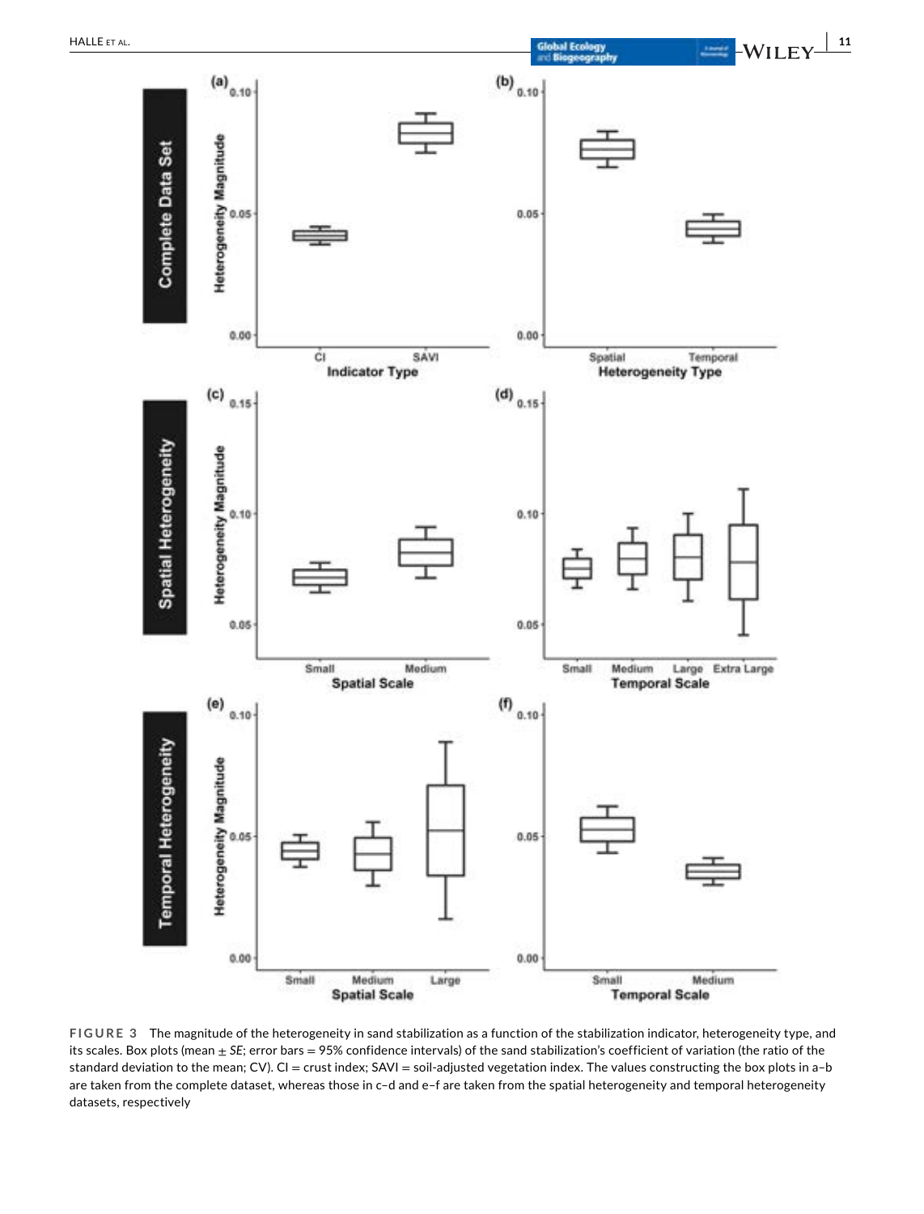Complete Data Set

(a)

Heterogeneity Magnitude

0.10

0.05

0.00

CI

SAVI

Indicator Type

(b)

0.10

0.05

0.00

Spatial

Temporal

Heterogeneity Type

Spatial Heterogeneity

(c)

Heterogeneity Magnitude

0.15

0.10

0.05

Small

Medium

Spatial Scale

(d)

0.15

0.10

0.05

Small

Medium

Large

Extra Large

Temporal Scale

Temporal Heterogeneity

(e)

Heterogeneity Magnitude

0.10

0.05

0.00

Small

Medium

Large

Spatial Scale

(f)

0.10

0.05

0.00

Small

Medium

Temporal Scale

**FIGURE 3** The magnitude of the heterogeneity in sand stabilization as a function of the stabilization indicator, heterogeneity type, and its scales. Box plots (mean ± *SE*; error bars = 95% confidence intervals) of the sand stabilization's coefficient of variation (the ratio of the standard deviation to the mean; CV). CI = crust index; SAVI = soil-adjusted vegetation index. The values constructing the box plots in a–b are taken from the complete dataset, whereas those in c–d and e–f are taken from the spatial heterogeneity and temporal heterogeneity datasets, respectively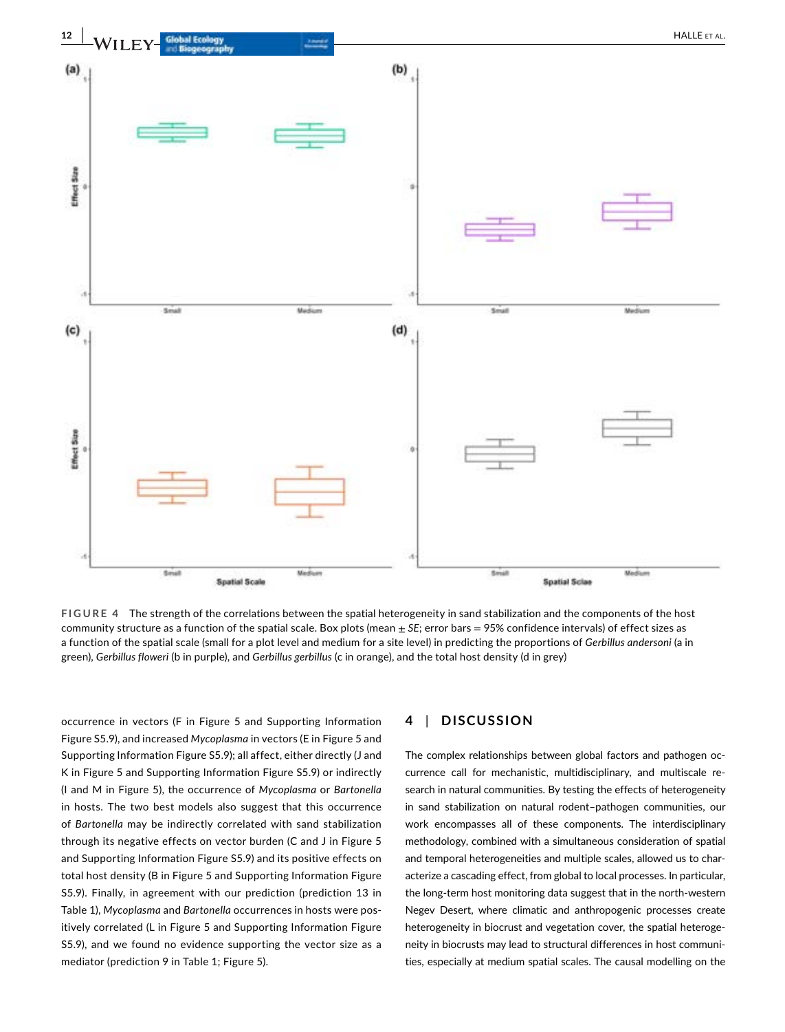(a)

Effect Size

1

0

-1

Small

Medium

(b)

1

0

-1

Small

Medium

(c)

Effect Size

1

0

-1

Small

Medium

Spatial Scale

(d)

1

0

-1

Small

Medium

Spatial Sclae

FIGURE 4 The strength of the correlations between the spatial heterogeneity in sand stabilization and the components of the host community structure as a function of the spatial scale. Box plots (mean ± *SE*; error bars = 95% confidence intervals) of effect sizes as a function of the spatial scale (small for a plot level and medium for a site level) in predicting the proportions of *Gerbillus andersoni* (a in green), *Gerbillus floweri* (b in purple), and *Gerbillus gerbillus* (c in orange), and the total host density (d in grey)

occurrence in vectors (F in Figure 5 and Supporting Information Figure S5.9), and increased *Mycoplasma* in vectors (E in Figure 5 and Supporting Information Figure S5.9); all affect, either directly (J and K in Figure 5 and Supporting Information Figure S5.9) or indirectly (I and M in Figure 5), the occurrence of *Mycoplasma* or *Bartonella* in hosts. The two best models also suggest that this occurrence of *Bartonella* may be indirectly correlated with sand stabilization through its negative effects on vector burden (C and J in Figure 5 and Supporting Information Figure S5.9) and its positive effects on total host density (B in Figure 5 and Supporting Information Figure S5.9). Finally, in agreement with our prediction (prediction 13 in Table 1), *Mycoplasma* and *Bartonella* occurrences in hosts were positively correlated (L in Figure 5 and Supporting Information Figure S5.9), and we found no evidence supporting the vector size as a mediator (prediction 9 in Table 1; Figure 5).

## 4 | DISCUSSION

The complex relationships between global factors and pathogen occurrence call for mechanistic, multidisciplinary, and multiscale research in natural communities. By testing the effects of heterogeneity in sand stabilization on natural rodent–pathogen communities, our work encompasses all of these components. The interdisciplinary methodology, combined with a simultaneous consideration of spatial and temporal heterogeneities and multiple scales, allowed us to characterize a cascading effect, from global to local processes. In particular, the long-term host monitoring data suggest that in the north-western Negev Desert, where climatic and anthropogenic processes create heterogeneity in biocrust and vegetation cover, the spatial heterogeneity in biocrusts may lead to structural differences in host communities, especially at medium spatial scales. The causal modelling on the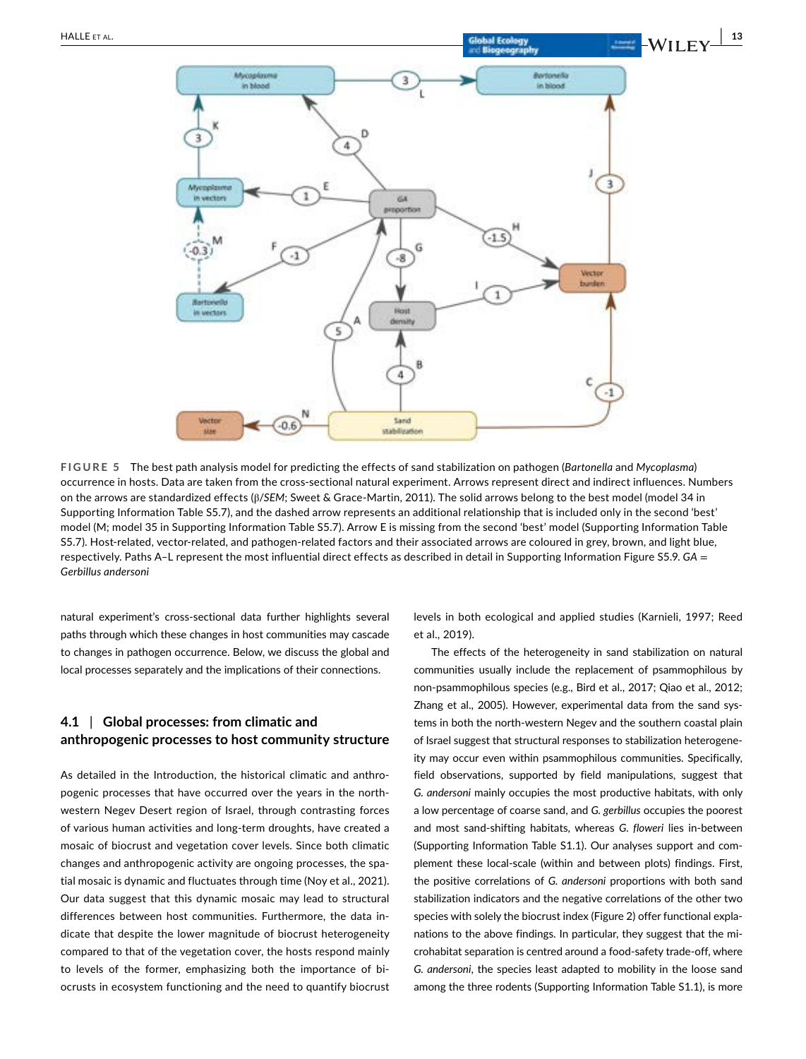Mycoplasma in blood

3

L

Bartonella in blood

K

D

3

4

J

3

E

Mycoplasma in vectors

1

GA proportion

H

M

-0.3

F

-1

-1.5

G

-8

Vector burden

Bartonella in vectors

I

1

Host density

A

5

B

4

C

-1

N

Vector size

-0.6

Sand stabilization

**FIGURE 5** The best path analysis model for predicting the effects of sand stabilization on pathogen (*Bartonella* and *Mycoplasma*) occurrence in hosts. Data are taken from the cross-sectional natural experiment. Arrows represent direct and indirect influences. Numbers on the arrows are standardized effects (β/*SEM*; Sweet & Grace-Martin, 2011). The solid arrows belong to the best model (model 34 in Supporting Information Table S5.7), and the dashed arrow represents an additional relationship that is included only in the second 'best' model (M; model 35 in Supporting Information Table S5.7). Arrow E is missing from the second 'best' model (Supporting Information Table S5.7). Host-related, vector-related, and pathogen-related factors and their associated arrows are coloured in grey, brown, and light blue, respectively. Paths A–L represent the most influential direct effects as described in detail in Supporting Information Figure S5.9. *GA* = *Gerbillus andersoni*

natural experiment's cross-sectional data further highlights several paths through which these changes in host communities may cascade to changes in pathogen occurrence. Below, we discuss the global and local processes separately and the implications of their connections.

### 4.1 | Global processes: from climatic and anthropogenic processes to host community structure

As detailed in the Introduction, the historical climatic and anthropogenic processes that have occurred over the years in the north-western Negev Desert region of Israel, through contrasting forces of various human activities and long-term droughts, have created a mosaic of biocrust and vegetation cover levels. Since both climatic changes and anthropogenic activity are ongoing processes, the spatial mosaic is dynamic and fluctuates through time (Noy et al., 2021). Our data suggest that this dynamic mosaic may lead to structural differences between host communities. Furthermore, the data indicate that despite the lower magnitude of biocrust heterogeneity compared to that of the vegetation cover, the hosts respond mainly to levels of the former, emphasizing both the importance of biocrusts in ecosystem functioning and the need to quantify biocrust levels in both ecological and applied studies (Karnieli, 1997; Reed et al., 2019).

The effects of the heterogeneity in sand stabilization on natural communities usually include the replacement of psammophilous by non-psammophilous species (e.g., Bird et al., 2017; Qiao et al., 2012; Zhang et al., 2005). However, experimental data from the sand systems in both the north-western Negev and the southern coastal plain of Israel suggest that structural responses to stabilization heterogeneity may occur even within psammophilous communities. Specifically, field observations, supported by field manipulations, suggest that *G. andersoni* mainly occupies the most productive habitats, with only a low percentage of coarse sand, and *G. gerbillus* occupies the poorest and most sand-shifting habitats, whereas *G. floweri* lies in-between (Supporting Information Table S1.1). Our analyses support and complement these local-scale (within and between plots) findings. First, the positive correlations of *G. andersoni* proportions with both sand stabilization indicators and the negative correlations of the other two species with solely the biocrust index (Figure 2) offer functional explanations to the above findings. In particular, they suggest that the microhabitat separation is centred around a food-safety trade-off, where *G. andersoni*, the species least adapted to mobility in the loose sand among the three rodents (Supporting Information Table S1.1), is more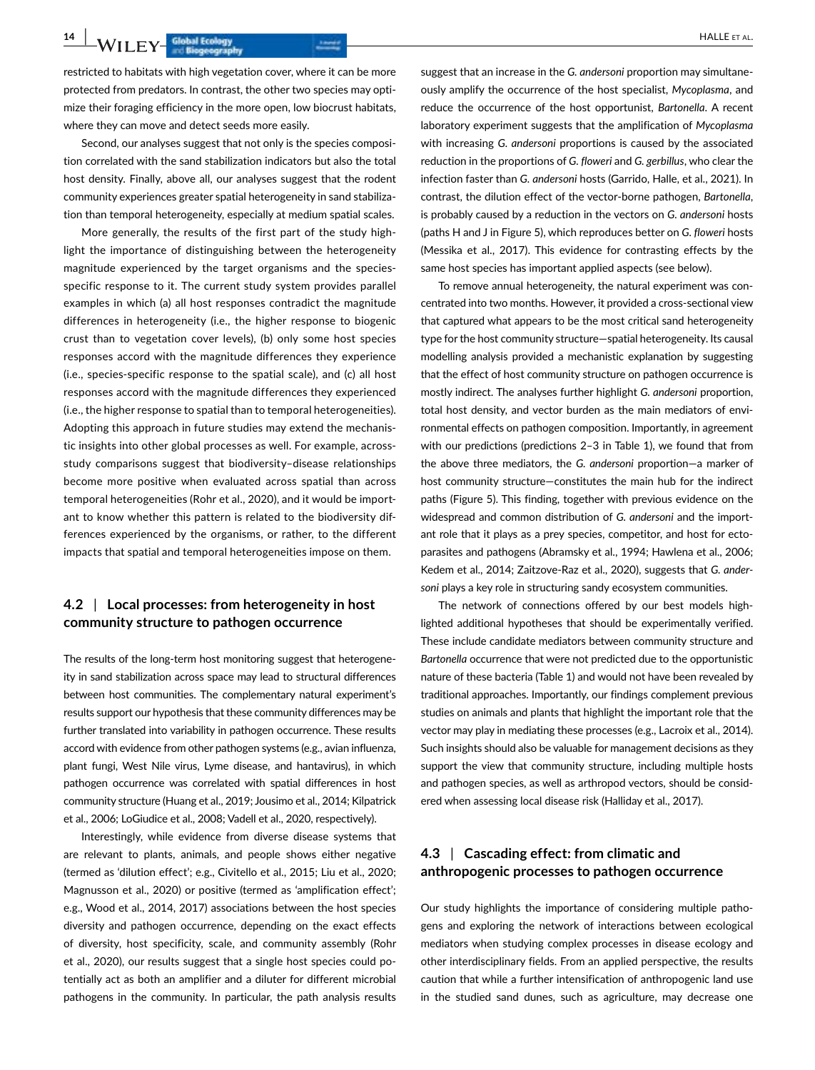restricted to habitats with high vegetation cover, where it can be more protected from predators. In contrast, the other two species may optimize their foraging efficiency in the more open, low biocrust habitats, where they can move and detect seeds more easily.

Second, our analyses suggest that not only is the species composition correlated with the sand stabilization indicators but also the total host density. Finally, above all, our analyses suggest that the rodent community experiences greater spatial heterogeneity in sand stabilization than temporal heterogeneity, especially at medium spatial scales.

More generally, the results of the first part of the study highlight the importance of distinguishing between the heterogeneity magnitude experienced by the target organisms and the species-specific response to it. The current study system provides parallel examples in which (a) all host responses contradict the magnitude differences in heterogeneity (i.e., the higher response to biogenic crust than to vegetation cover levels), (b) only some host species responses accord with the magnitude differences they experience (i.e., species-specific response to the spatial scale), and (c) all host responses accord with the magnitude differences they experienced (i.e., the higher response to spatial than to temporal heterogeneities). Adopting this approach in future studies may extend the mechanistic insights into other global processes as well. For example, across-study comparisons suggest that biodiversity–disease relationships become more positive when evaluated across spatial than across temporal heterogeneities (Rohr et al., 2020), and it would be important to know whether this pattern is related to the biodiversity differences experienced by the organisms, or rather, to the different impacts that spatial and temporal heterogeneities impose on them.

## 4.2 | Local processes: from heterogeneity in host community structure to pathogen occurrence

The results of the long-term host monitoring suggest that heterogeneity in sand stabilization across space may lead to structural differences between host communities. The complementary natural experiment's results support our hypothesis that these community differences may be further translated into variability in pathogen occurrence. These results accord with evidence from other pathogen systems (e.g., avian influenza, plant fungi, West Nile virus, Lyme disease, and hantavirus), in which pathogen occurrence was correlated with spatial differences in host community structure (Huang et al., 2019; Jousimo et al., 2014; Kilpatrick et al., 2006; LoGiudice et al., 2008; Vadell et al., 2020, respectively).

Interestingly, while evidence from diverse disease systems that are relevant to plants, animals, and people shows either negative (termed as 'dilution effect'; e.g., Civitello et al., 2015; Liu et al., 2020; Magnusson et al., 2020) or positive (termed as 'amplification effect'; e.g., Wood et al., 2014, 2017) associations between the host species diversity and pathogen occurrence, depending on the exact effects of diversity, host specificity, scale, and community assembly (Rohr et al., 2020), our results suggest that a single host species could potentially act as both an amplifier and a diluter for different microbial pathogens in the community. In particular, the path analysis results suggest that an increase in the *G. andersoni* proportion may simultaneously amplify the occurrence of the host specialist, *Mycoplasma*, and reduce the occurrence of the host opportunist, *Bartonella*. A recent laboratory experiment suggests that the amplification of *Mycoplasma* with increasing *G. andersoni* proportions is caused by the associated reduction in the proportions of *G. floweri* and *G. gerbillus*, who clear the infection faster than *G. andersoni* hosts (Garrido, Halle, et al., 2021). In contrast, the dilution effect of the vector-borne pathogen, *Bartonella*, is probably caused by a reduction in the vectors on *G. andersoni* hosts (paths H and J in Figure 5), which reproduces better on *G. floweri* hosts (Messika et al., 2017). This evidence for contrasting effects by the same host species has important applied aspects (see below).

To remove annual heterogeneity, the natural experiment was concentrated into two months. However, it provided a cross-sectional view that captured what appears to be the most critical sand heterogeneity type for the host community structure—spatial heterogeneity. Its causal modelling analysis provided a mechanistic explanation by suggesting that the effect of host community structure on pathogen occurrence is mostly indirect. The analyses further highlight *G. andersoni* proportion, total host density, and vector burden as the main mediators of environmental effects on pathogen composition. Importantly, in agreement with our predictions (predictions 2–3 in Table 1), we found that from the above three mediators, the *G. andersoni* proportion—a marker of host community structure—constitutes the main hub for the indirect paths (Figure 5). This finding, together with previous evidence on the widespread and common distribution of *G. andersoni* and the important role that it plays as a prey species, competitor, and host for ectoparasites and pathogens (Abramsky et al., 1994; Hawlena et al., 2006; Kedem et al., 2014; Zaitzove-Raz et al., 2020), suggests that *G. andersoni* plays a key role in structuring sandy ecosystem communities.

The network of connections offered by our best models highlighted additional hypotheses that should be experimentally verified. These include candidate mediators between community structure and *Bartonella* occurrence that were not predicted due to the opportunistic nature of these bacteria (Table 1) and would not have been revealed by traditional approaches. Importantly, our findings complement previous studies on animals and plants that highlight the important role that the vector may play in mediating these processes (e.g., Lacroix et al., 2014). Such insights should also be valuable for management decisions as they support the view that community structure, including multiple hosts and pathogen species, as well as arthropod vectors, should be considered when assessing local disease risk (Halliday et al., 2017).

## 4.3 | Cascading effect: from climatic and anthropogenic processes to pathogen occurrence

Our study highlights the importance of considering multiple pathogens and exploring the network of interactions between ecological mediators when studying complex processes in disease ecology and other interdisciplinary fields. From an applied perspective, the results caution that while a further intensification of anthropogenic land use in the studied sand dunes, such as agriculture, may decrease one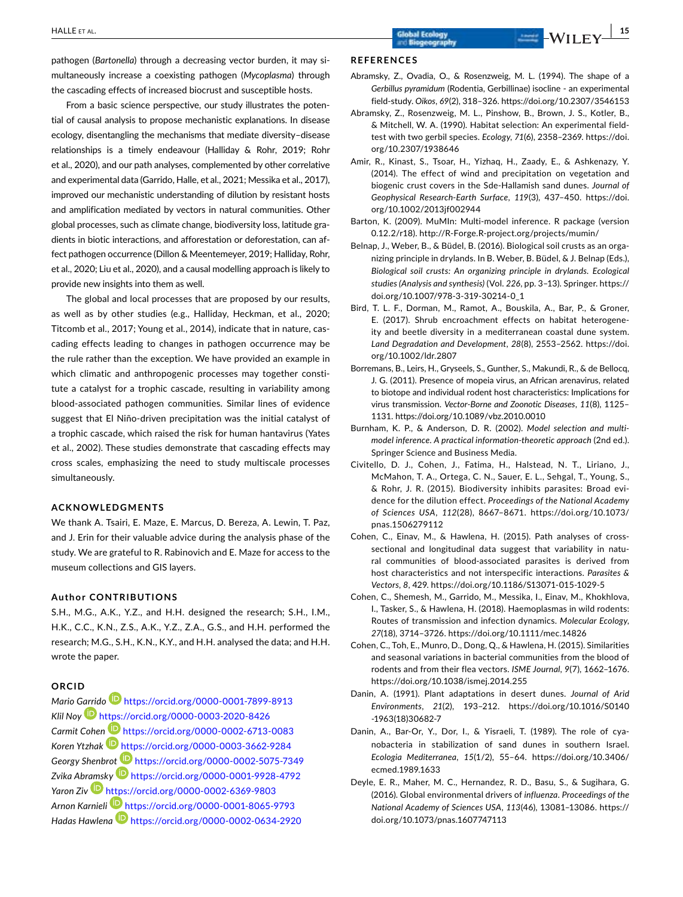pathogen (*Bartonella*) through a decreasing vector burden, it may simultaneously increase a coexisting pathogen (*Mycoplasma*) through the cascading effects of increased biocrust and susceptible hosts.

From a basic science perspective, our study illustrates the potential of causal analysis to propose mechanistic explanations. In disease ecology, disentangling the mechanisms that mediate diversity–disease relationships is a timely endeavour (Halliday & Rohr, 2019; Rohr et al., 2020), and our path analyses, complemented by other correlative and experimental data (Garrido, Halle, et al., 2021; Messika et al., 2017), improved our mechanistic understanding of dilution by resistant hosts and amplification mediated by vectors in natural communities. Other global processes, such as climate change, biodiversity loss, latitude gradients in biotic interactions, and afforestation or deforestation, can affect pathogen occurrence (Dillon & Meentemeyer, 2019; Halliday, Rohr, et al., 2020; Liu et al., 2020), and a causal modelling approach is likely to provide new insights into them as well.

The global and local processes that are proposed by our results, as well as by other studies (e.g., Halliday, Heckman, et al., 2020; Titcomb et al., 2017; Young et al., 2014), indicate that in nature, cascading effects leading to changes in pathogen occurrence may be the rule rather than the exception. We have provided an example in which climatic and anthropogenic processes may together constitute a catalyst for a trophic cascade, resulting in variability among blood-associated pathogen communities. Similar lines of evidence suggest that El Niño-driven precipitation was the initial catalyst of a trophic cascade, which raised the risk for human hantavirus (Yates et al., 2002). These studies demonstrate that cascading effects may cross scales, emphasizing the need to study multiscale processes simultaneously.

## ACKNOWLEDGMENTS

We thank A. Tsairi, E. Maze, E. Marcus, D. Bereza, A. Lewin, T. Paz, and J. Erin for their valuable advice during the analysis phase of the study. We are grateful to R. Rabinovich and E. Maze for access to the museum collections and GIS layers.

## Author CONTRIBUTIONS

S.H., M.G., A.K., Y.Z., and H.H. designed the research; S.H., I.M., H.K., C.C., K.N., Z.S., A.K., Y.Z., Z.A., G.S., and H.H. performed the research; M.G., S.H., K.N., K.Y., and H.H. analysed the data; and H.H. wrote the paper.

## ORCID

*Mario Garrido* https://orcid.org/0000-0001-7899-8913
*Klil Noy* https://orcid.org/0000-0003-2020-8426
*Carmit Cohen* https://orcid.org/0000-0002-6713-0083
*Koren Ytzhak* https://orcid.org/0000-0003-3662-9284
*Georgy Shenbrot* https://orcid.org/0000-0002-5075-7349
*Zvika Abramsky* https://orcid.org/0000-0001-9928-4792
*Yaron Ziv* https://orcid.org/0000-0002-6369-9803
*Arnon Karnieli* https://orcid.org/0000-0001-8065-9793
*Hadas Hawlena* https://orcid.org/0000-0002-0634-2920

## REFERENCES

Abramsky, Z., Ovadia, O., & Rosenzweig, M. L. (1994). The shape of a *Gerbillus pyramidum* (Rodentia, Gerbillinae) isocline - an experimental field-study. *Oikos*, *69*(2), 318–326. https://doi.org/10.2307/3546153

Abramsky, Z., Rosenzweig, M. L., Pinshow, B., Brown, J. S., Kotler, B., & Mitchell, W. A. (1990). Habitat selection: An experimental field-test with two gerbil species. *Ecology*, *71*(6), 2358–2369. https://doi.org/10.2307/1938646

Amir, R., Kinast, S., Tsoar, H., Yizhaq, H., Zaady, E., & Ashkenazy, Y. (2014). The effect of wind and precipitation on vegetation and biogenic crust covers in the Sde-Hallamish sand dunes. *Journal of Geophysical Research-Earth Surface*, *119*(3), 437–450. https://doi.org/10.1002/2013jf002944

Barton, K. (2009). MuMIn: Multi-model inference. R package (version 0.12.2/r18). http://R-Forge.R-project.org/projects/mumin/

Belnap, J., Weber, B., & Büdel, B. (2016). Biological soil crusts as an organizing principle in drylands. In B. Weber, B. Büdel, & J. Belnap (Eds.), *Biological soil crusts: An organizing principle in drylands. Ecological studies (Analysis and synthesis)* (Vol. *226*, pp. 3–13). Springer. https://doi.org/10.1007/978-3-319-30214-0_1

Bird, T. L. F., Dorman, M., Ramot, A., Bouskila, A., Bar, P., & Groner, E. (2017). Shrub encroachment effects on habitat heterogeneity and beetle diversity in a mediterranean coastal dune system. *Land Degradation and Development*, *28*(8), 2553–2562. https://doi.org/10.1002/ldr.2807

Borremans, B., Leirs, H., Gryseels, S., Gunther, S., Makundi, R., & de Bellocq, J. G. (2011). Presence of mopeia virus, an African arenavirus, related to biotope and individual rodent host characteristics: Implications for virus transmission. *Vector-Borne and Zoonotic Diseases*, *11*(8), 1125–1131. https://doi.org/10.1089/vbz.2010.0010

Burnham, K. P., & Anderson, D. R. (2002). *Model selection and multimodel inference. A practical information-theoretic approach* (2nd ed.). Springer Science and Business Media.

Civitello, D. J., Cohen, J., Fatima, H., Halstead, N. T., Liriano, J., McMahon, T. A., Ortega, C. N., Sauer, E. L., Sehgal, T., Young, S., & Rohr, J. R. (2015). Biodiversity inhibits parasites: Broad evidence for the dilution effect. *Proceedings of the National Academy of Sciences USA*, *112*(28), 8667–8671. https://doi.org/10.1073/pnas.1506279112

Cohen, C., Einav, M., & Hawlena, H. (2015). Path analyses of cross-sectional and longitudinal data suggest that variability in natural communities of blood-associated parasites is derived from host characteristics and not interspecific interactions. *Parasites & Vectors*, *8*, 429. https://doi.org/10.1186/S13071-015-1029-5

Cohen, C., Shemesh, M., Garrido, M., Messika, I., Einav, M., Khokhlova, I., Tasker, S., & Hawlena, H. (2018). Haemoplasmas in wild rodents: Routes of transmission and infection dynamics. *Molecular Ecology*, *27*(18), 3714–3726. https://doi.org/10.1111/mec.14826

Cohen, C., Toh, E., Munro, D., Dong, Q., & Hawlena, H. (2015). Similarities and seasonal variations in bacterial communities from the blood of rodents and from their flea vectors. *ISME Journal*, *9*(7), 1662–1676. https://doi.org/10.1038/ismej.2014.255

Danin, A. (1991). Plant adaptations in desert dunes. *Journal of Arid Environments*, *21*(2), 193–212. https://doi.org/10.1016/S0140-1963(18)30682-7

Danin, A., Bar-Or, Y., Dor, I., & Yisraeli, T. (1989). The role of cyanobacteria in stabilization of sand dunes in southern Israel. *Ecologia Mediterranea*, *15*(1/2), 55–64. https://doi.org/10.3406/ecmed.1989.1633

Deyle, E. R., Maher, M. C., Hernandez, R. D., Basu, S., & Sugihara, G. (2016). Global environmental drivers of *influenza*. *Proceedings of the National Academy of Sciences USA*, *113*(46), 13081–13086. https://doi.org/10.1073/pnas.1607747113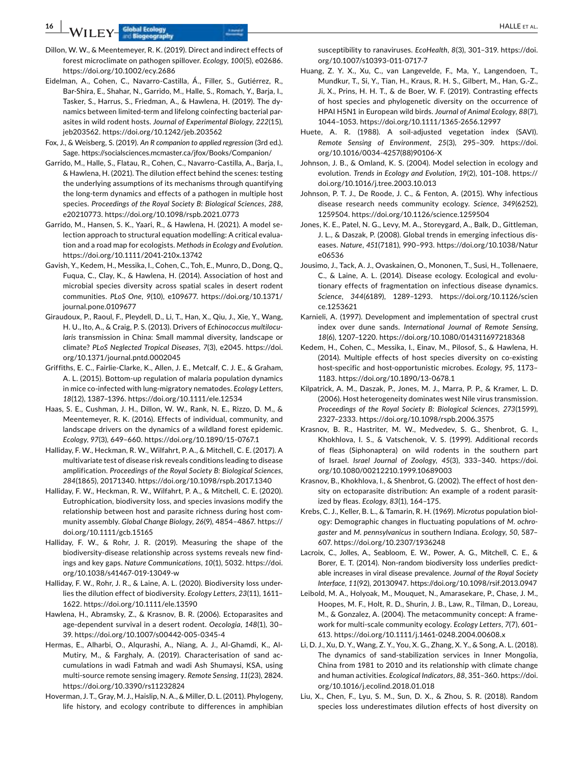Dillon, W. W., & Meentemeyer, R. K. (2019). Direct and indirect effects of forest microclimate on pathogen spillover. *Ecology*, *100*(5), e02686. https://doi.org/10.1002/ecy.2686

Eidelman, A., Cohen, C., Navarro-Castilla, Á., Filler, S., Gutiérrez, R., Bar-Shira, E., Shahar, N., Garrido, M., Halle, S., Romach, Y., Barja, I., Tasker, S., Harrus, S., Friedman, A., & Hawlena, H. (2019). The dynamics between limited-term and lifelong coinfecting bacterial parasites in wild rodent hosts. *Journal of Experimental Biology*, *222*(15), jeb203562. https://doi.org/10.1242/jeb.203562

Fox, J., & Weisberg, S. (2019). *An R companion to applied regression* (3rd ed.). Sage. https://socialsciences.mcmaster.ca/jfox/Books/Companion/

Garrido, M., Halle, S., Flatau, R., Cohen, C., Navarro-Castilla, A., Barja, I., & Hawlena, H. (2021). The dilution effect behind the scenes: testing the underlying assumptions of its mechanisms through quantifying the long-term dynamics and effects of a pathogen in multiple host species. *Proceedings of the Royal Society B: Biological Sciences*, *288*, e20210773. https://doi.org/10.1098/rspb.2021.0773

Garrido, M., Hansen, S. K., Yaari, R., & Hawlena, H. (2021). A model selection approach to structural equation modelling: A critical evaluation and a road map for ecologists. *Methods in Ecology and Evolution*. https://doi.org/10.1111/2041-210x.13742

Gavish, Y., Kedem, H., Messika, I., Cohen, C., Toh, E., Munro, D., Dong, Q., Fuqua, C., Clay, K., & Hawlena, H. (2014). Association of host and microbial species diversity across spatial scales in desert rodent communities. *PLoS One*, *9*(10), e109677. https://doi.org/10.1371/journal.pone.0109677

Giraudoux, P., Raoul, F., Pleydell, D., Li, T., Han, X., Qiu, J., Xie, Y., Wang, H. U., Ito, A., & Craig, P. S. (2013). Drivers of *Echinococcus multilocularis* transmission in China: Small mammal diversity, landscape or climate? *PLoS Neglected Tropical Diseases*, *7*(3), e2045. https://doi.org/10.1371/journal.pntd.0002045

Griffiths, E. C., Fairlie-Clarke, K., Allen, J. E., Metcalf, C. J. E., & Graham, A. L. (2015). Bottom-up regulation of malaria population dynamics in mice co-infected with lung-migratory nematodes. *Ecology Letters*, *18*(12), 1387–1396. https://doi.org/10.1111/ele.12534

Haas, S. E., Cushman, J. H., Dillon, W. W., Rank, N. E., Rizzo, D. M., & Meentemeyer, R. K. (2016). Effects of individual, community, and landscape drivers on the dynamics of a wildland forest epidemic. *Ecology*, *97*(3), 649–660. https://doi.org/10.1890/15-0767.1

Halliday, F. W., Heckman, R. W., Wilfahrt, P. A., & Mitchell, C. E. (2017). A multivariate test of disease risk reveals conditions leading to disease amplification. *Proceedings of the Royal Society B: Biological Sciences*, *284*(1865), 20171340. https://doi.org/10.1098/rspb.2017.1340

Halliday, F. W., Heckman, R. W., Wilfahrt, P. A., & Mitchell, C. E. (2020). Eutrophication, biodiversity loss, and species invasions modify the relationship between host and parasite richness during host community assembly. *Global Change Biology*, *26*(9), 4854–4867. https://doi.org/10.1111/gcb.15165

Halliday, F. W., & Rohr, J. R. (2019). Measuring the shape of the biodiversity-disease relationship across systems reveals new findings and key gaps. *Nature Communications*, *10*(1), 5032. https://doi.org/10.1038/s41467-019-13049-w

Halliday, F. W., Rohr, J. R., & Laine, A. L. (2020). Biodiversity loss underlies the dilution effect of biodiversity. *Ecology Letters*, *23*(11), 1611–1622. https://doi.org/10.1111/ele.13590

Hawlena, H., Abramsky, Z., & Krasnov, B. R. (2006). Ectoparasites and age-dependent survival in a desert rodent. *Oecologia*, *148*(1), 30–39. https://doi.org/10.1007/s00442-005-0345-4

Hermas, E., Alharbi, O., Alqurashi, A., Niang, A. J., Al-Ghamdi, K., Al-Mutiry, M., & Farghaly, A. (2019). Characterisation of sand accumulations in wadi Fatmah and wadi Ash Shumaysi, KSA, using multi-source remote sensing imagery. *Remote Sensing*, *11*(23), 2824. https://doi.org/10.3390/rs11232824

Hoverman, J. T., Gray, M. J., Haislip, N. A., & Miller, D. L. (2011). Phylogeny, life history, and ecology contribute to differences in amphibian susceptibility to ranaviruses. *EcoHealth*, *8*(3), 301–319. https://doi.org/10.1007/s10393-011-0717-7

Huang, Z. Y. X., Xu, C., van Langevelde, F., Ma, Y., Langendoen, T., Mundkur, T., Si, Y., Tian, H., Kraus, R. H. S., Gilbert, M., Han, G.-Z., Ji, X., Prins, H. H. T., & de Boer, W. F. (2019). Contrasting effects of host species and phylogenetic diversity on the occurrence of HPAI H5N1 in European wild birds. *Journal of Animal Ecology*, *88*(7), 1044–1053. https://doi.org/10.1111/1365-2656.12997

Huete, A. R. (1988). A soil-adjusted vegetation index (SAVI). *Remote Sensing of Environment*, *25*(3), 295–309. https://doi.org/10.1016/0034-4257(88)90106-X

Johnson, J. B., & Omland, K. S. (2004). Model selection in ecology and evolution. *Trends in Ecology and Evolution*, *19*(2), 101–108. https://doi.org/10.1016/j.tree.2003.10.013

Johnson, P. T. J., De Roode, J. C., & Fenton, A. (2015). Why infectious disease research needs community ecology. *Science*, *349*(6252), 1259504. https://doi.org/10.1126/science.1259504

Jones, K. E., Patel, N. G., Levy, M. A., Storeygard, A., Balk, D., Gittleman, J. L., & Daszak, P. (2008). Global trends in emerging infectious diseases. *Nature*, *451*(7181), 990–993. https://doi.org/10.1038/Nature06536

Jousimo, J., Tack, A. J., Ovaskainen, O., Mononen, T., Susi, H., Tollenaere, C., & Laine, A. L. (2014). Disease ecology. Ecological and evolutionary effects of fragmentation on infectious disease dynamics. *Science*, *344*(6189), 1289–1293. https://doi.org/10.1126/science.1253621

Karnieli, A. (1997). Development and implementation of spectral crust index over dune sands. *International Journal of Remote Sensing*, *18*(6), 1207–1220. https://doi.org/10.1080/014311697218368

Kedem, H., Cohen, C., Messika, I., Einav, M., Pilosof, S., & Hawlena, H. (2014). Multiple effects of host species diversity on co-existing host-specific and host-opportunistic microbes. *Ecology*, *95*, 1173–1183. https://doi.org/10.1890/13-0678.1

Kilpatrick, A. M., Daszak, P., Jones, M. J., Marra, P. P., & Kramer, L. D. (2006). Host heterogeneity dominates west Nile virus transmission. *Proceedings of the Royal Society B: Biological Sciences*, *273*(1599), 2327–2333. https://doi.org/10.1098/rspb.2006.3575

Krasnov, B. R., Hastriter, M. W., Medvedev, S. G., Shenbrot, G. I., Khokhlova, I. S., & Vatschenok, V. S. (1999). Additional records of fleas (Siphonaptera) on wild rodents in the southern part of Israel. *Israel Journal of Zoology*, *45*(3), 333–340. https://doi.org/10.1080/00212210.1999.10689003

Krasnov, B., Khokhlova, I., & Shenbrot, G. (2002). The effect of host density on ectoparasite distribution: An example of a rodent parasitized by fleas. *Ecology*, *83*(1), 164–175.

Krebs, C. J., Keller, B. L., & Tamarin, R. H. (1969). *Microtus* population biology: Demographic changes in fluctuating populations of *M. ochrogaster* and *M. pennsylvanicus* in southern Indiana. *Ecology*, *50*, 587–607. https://doi.org/10.2307/1936248

Lacroix, C., Jolles, A., Seabloom, E. W., Power, A. G., Mitchell, C. E., & Borer, E. T. (2014). Non-random biodiversity loss underlies predictable increases in viral disease prevalence. *Journal of the Royal Society Interface*, *11*(92), 20130947. https://doi.org/10.1098/rsif.2013.0947

Leibold, M. A., Holyoak, M., Mouquet, N., Amarasekare, P., Chase, J. M., Hoopes, M. F., Holt, R. D., Shurin, J. B., Law, R., Tilman, D., Loreau, M., & Gonzalez, A. (2004). The metacommunity concept: A framework for multi-scale community ecology. *Ecology Letters*, *7*(7), 601–613. https://doi.org/10.1111/j.1461-0248.2004.00608.x

Li, D. J., Xu, D. Y., Wang, Z. Y., You, X. G., Zhang, X. Y., & Song, A. L. (2018). The dynamics of sand-stabilization services in Inner Mongolia, China from 1981 to 2010 and its relationship with climate change and human activities. *Ecological Indicators*, *88*, 351–360. https://doi.org/10.1016/j.ecolind.2018.01.018

Liu, X., Chen, F., Lyu, S. M., Sun, D. X., & Zhou, S. R. (2018). Random species loss underestimates dilution effects of host diversity on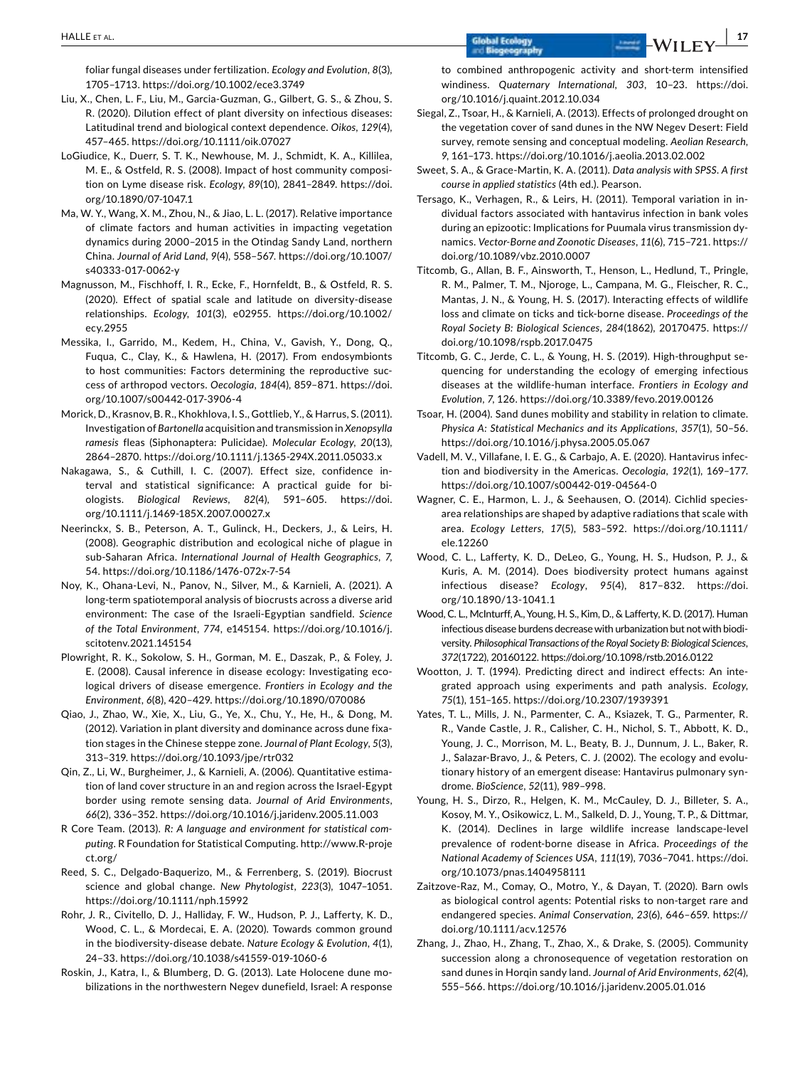foliar fungal diseases under fertilization. *Ecology and Evolution*, *8*(3), 1705–1713. https://doi.org/10.1002/ece3.3749

Liu, X., Chen, L. F., Liu, M., Garcia-Guzman, G., Gilbert, G. S., & Zhou, S. R. (2020). Dilution effect of plant diversity on infectious diseases: Latitudinal trend and biological context dependence. *Oikos*, *129*(4), 457–465. https://doi.org/10.1111/oik.07027

LoGiudice, K., Duerr, S. T. K., Newhouse, M. J., Schmidt, K. A., Killilea, M. E., & Ostfeld, R. S. (2008). Impact of host community composition on Lyme disease risk. *Ecology*, *89*(10), 2841–2849. https://doi.org/10.1890/07-1047.1

Ma, W. Y., Wang, X. M., Zhou, N., & Jiao, L. L. (2017). Relative importance of climate factors and human activities in impacting vegetation dynamics during 2000–2015 in the Otindag Sandy Land, northern China. *Journal of Arid Land*, *9*(4), 558–567. https://doi.org/10.1007/s40333-017-0062-y

Magnusson, M., Fischhoff, I. R., Ecke, F., Hornfeldt, B., & Ostfeld, R. S. (2020). Effect of spatial scale and latitude on diversity-disease relationships. *Ecology*, *101*(3), e02955. https://doi.org/10.1002/ecy.2955

Messika, I., Garrido, M., Kedem, H., China, V., Gavish, Y., Dong, Q., Fuqua, C., Clay, K., & Hawlena, H. (2017). From endosymbionts to host communities: Factors determining the reproductive success of arthropod vectors. *Oecologia*, *184*(4), 859–871. https://doi.org/10.1007/s00442-017-3906-4

Morick, D., Krasnov, B. R., Khokhlova, I. S., Gottlieb, Y., & Harrus, S. (2011). Investigation of *Bartonella* acquisition and transmission in *Xenopsylla ramesis* fleas (Siphonaptera: Pulicidae). *Molecular Ecology*, *20*(13), 2864–2870. https://doi.org/10.1111/j.1365-294X.2011.05033.x

Nakagawa, S., & Cuthill, I. C. (2007). Effect size, confidence interval and statistical significance: A practical guide for biologists. *Biological Reviews*, *82*(4), 591–605. https://doi.org/10.1111/j.1469-185X.2007.00027.x

Neerinckx, S. B., Peterson, A. T., Gulinck, H., Deckers, J., & Leirs, H. (2008). Geographic distribution and ecological niche of plague in sub-Saharan Africa. *International Journal of Health Geographics*, *7*, 54. https://doi.org/10.1186/1476-072x-7-54

Noy, K., Ohana-Levi, N., Panov, N., Silver, M., & Karnieli, A. (2021). A long-term spatiotemporal analysis of biocrusts across a diverse arid environment: The case of the Israeli-Egyptian sandfield. *Science of the Total Environment*, *774*, e145154. https://doi.org/10.1016/j.scitotenv.2021.145154

Plowright, R. K., Sokolow, S. H., Gorman, M. E., Daszak, P., & Foley, J. E. (2008). Causal inference in disease ecology: Investigating ecological drivers of disease emergence. *Frontiers in Ecology and the Environment*, *6*(8), 420–429. https://doi.org/10.1890/070086

Qiao, J., Zhao, W., Xie, X., Liu, G., Ye, X., Chu, Y., He, H., & Dong, M. (2012). Variation in plant diversity and dominance across dune fixation stages in the Chinese steppe zone. *Journal of Plant Ecology*, *5*(3), 313–319. https://doi.org/10.1093/jpe/rtr032

Qin, Z., Li, W., Burgheimer, J., & Karnieli, A. (2006). Quantitative estimation of land cover structure in an and region across the Israel-Egypt border using remote sensing data. *Journal of Arid Environments*, *66*(2), 336–352. https://doi.org/10.1016/j.jaridenv.2005.11.003

R Core Team. (2013). *R: A language and environment for statistical computing*. R Foundation for Statistical Computing. http://www.R-project.org/

Reed, S. C., Delgado-Baquerizo, M., & Ferrenberg, S. (2019). Biocrust science and global change. *New Phytologist*, *223*(3), 1047–1051. https://doi.org/10.1111/nph.15992

Rohr, J. R., Civitello, D. J., Halliday, F. W., Hudson, P. J., Lafferty, K. D., Wood, C. L., & Mordecai, E. A. (2020). Towards common ground in the biodiversity-disease debate. *Nature Ecology & Evolution*, *4*(1), 24–33. https://doi.org/10.1038/s41559-019-1060-6

Roskin, J., Katra, I., & Blumberg, D. G. (2013). Late Holocene dune mobilizations in the northwestern Negev dunefield, Israel: A response to combined anthropogenic activity and short-term intensified windiness. *Quaternary International*, *303*, 10–23. https://doi.org/10.1016/j.quaint.2012.10.034

Siegal, Z., Tsoar, H., & Karnieli, A. (2013). Effects of prolonged drought on the vegetation cover of sand dunes in the NW Negev Desert: Field survey, remote sensing and conceptual modeling. *Aeolian Research*, *9*, 161–173. https://doi.org/10.1016/j.aeolia.2013.02.002

Sweet, S. A., & Grace-Martin, K. A. (2011). *Data analysis with SPSS. A first course in applied statistics* (4th ed.). Pearson.

Tersago, K., Verhagen, R., & Leirs, H. (2011). Temporal variation in individual factors associated with hantavirus infection in bank voles during an epizootic: Implications for Puumala virus transmission dynamics. *Vector-Borne and Zoonotic Diseases*, *11*(6), 715–721. https://doi.org/10.1089/vbz.2010.0007

Titcomb, G., Allan, B. F., Ainsworth, T., Henson, L., Hedlund, T., Pringle, R. M., Palmer, T. M., Njoroge, L., Campana, M. G., Fleischer, R. C., Mantas, J. N., & Young, H. S. (2017). Interacting effects of wildlife loss and climate on ticks and tick-borne disease. *Proceedings of the Royal Society B: Biological Sciences*, *284*(1862), 20170475. https://doi.org/10.1098/rspb.2017.0475

Titcomb, G. C., Jerde, C. L., & Young, H. S. (2019). High-throughput sequencing for understanding the ecology of emerging infectious diseases at the wildlife-human interface. *Frontiers in Ecology and Evolution*, *7*, 126. https://doi.org/10.3389/fevo.2019.00126

Tsoar, H. (2004). Sand dunes mobility and stability in relation to climate. *Physica A: Statistical Mechanics and its Applications*, *357*(1), 50–56. https://doi.org/10.1016/j.physa.2005.05.067

Vadell, M. V., Villafane, I. E. G., & Carbajo, A. E. (2020). Hantavirus infection and biodiversity in the Americas. *Oecologia*, *192*(1), 169–177. https://doi.org/10.1007/s00442-019-04564-0

Wagner, C. E., Harmon, L. J., & Seehausen, O. (2014). Cichlid species-area relationships are shaped by adaptive radiations that scale with area. *Ecology Letters*, *17*(5), 583–592. https://doi.org/10.1111/ele.12260

Wood, C. L., Lafferty, K. D., DeLeo, G., Young, H. S., Hudson, P. J., & Kuris, A. M. (2014). Does biodiversity protect humans against infectious disease? *Ecology*, *95*(4), 817–832. https://doi.org/10.1890/13-1041.1

Wood, C. L., McInturff, A., Young, H. S., Kim, D., & Lafferty, K. D. (2017). Human infectious disease burdens decrease with urbanization but not with biodiversity. *Philosophical Transactions of the Royal Society B: Biological Sciences*, *372*(1722), 20160122. https://doi.org/10.1098/rstb.2016.0122

Wootton, J. T. (1994). Predicting direct and indirect effects: An integrated approach using experiments and path analysis. *Ecology*, *75*(1), 151–165. https://doi.org/10.2307/1939391

Yates, T. L., Mills, J. N., Parmenter, C. A., Ksiazek, T. G., Parmenter, R. R., Vande Castle, J. R., Calisher, C. H., Nichol, S. T., Abbott, K. D., Young, J. C., Morrison, M. L., Beaty, B. J., Dunnum, J. L., Baker, R. J., Salazar-Bravo, J., & Peters, C. J. (2002). The ecology and evolutionary history of an emergent disease: Hantavirus pulmonary syndrome. *BioScience*, *52*(11), 989–998.

Young, H. S., Dirzo, R., Helgen, K. M., McCauley, D. J., Billeter, S. A., Kosoy, M. Y., Osikowicz, L. M., Salkeld, D. J., Young, T. P., & Dittmar, K. (2014). Declines in large wildlife increase landscape-level prevalence of rodent-borne disease in Africa. *Proceedings of the National Academy of Sciences USA*, *111*(19), 7036–7041. https://doi.org/10.1073/pnas.1404958111

Zaitzove-Raz, M., Comay, O., Motro, Y., & Dayan, T. (2020). Barn owls as biological control agents: Potential risks to non-target rare and endangered species. *Animal Conservation*, *23*(6), 646–659. https://doi.org/10.1111/acv.12576

Zhang, J., Zhao, H., Zhang, T., Zhao, X., & Drake, S. (2005). Community succession along a chronosequence of vegetation restoration on sand dunes in Horqin sandy land. *Journal of Arid Environments*, *62*(4), 555–566. https://doi.org/10.1016/j.jaridenv.2005.01.016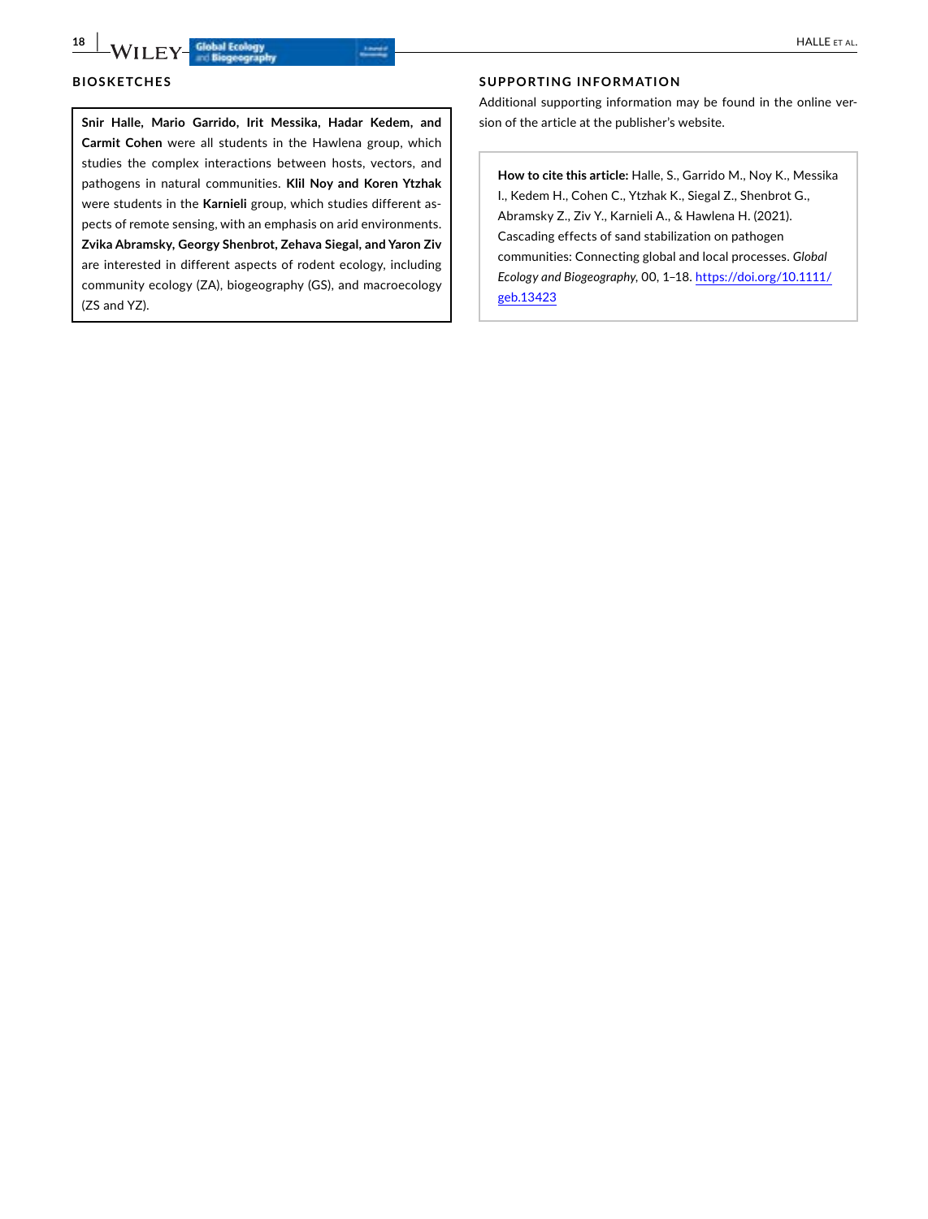## BIOSKETCHES

**Snir Halle, Mario Garrido, Irit Messika, Hadar Kedem, and Carmit Cohen** were all students in the Hawlena group, which studies the complex interactions between hosts, vectors, and pathogens in natural communities. **Klil Noy and Koren Ytzhak** were students in the **Karnieli** group, which studies different aspects of remote sensing, with an emphasis on arid environments. **Zvika Abramsky, Georgy Shenbrot, Zehava Siegal, and Yaron Ziv** are interested in different aspects of rodent ecology, including community ecology (ZA), biogeography (GS), and macroecology (ZS and YZ).

## SUPPORTING INFORMATION

Additional supporting information may be found in the online version of the article at the publisher's website.

**How to cite this article:** Halle, S., Garrido M., Noy K., Messika I., Kedem H., Cohen C., Ytzhak K., Siegal Z., Shenbrot G., Abramsky Z., Ziv Y., Karnieli A., & Hawlena H. (2021). Cascading effects of sand stabilization on pathogen communities: Connecting global and local processes. *Global Ecology and Biogeography*, 00, 1–18. https://doi.org/10.1111/geb.13423